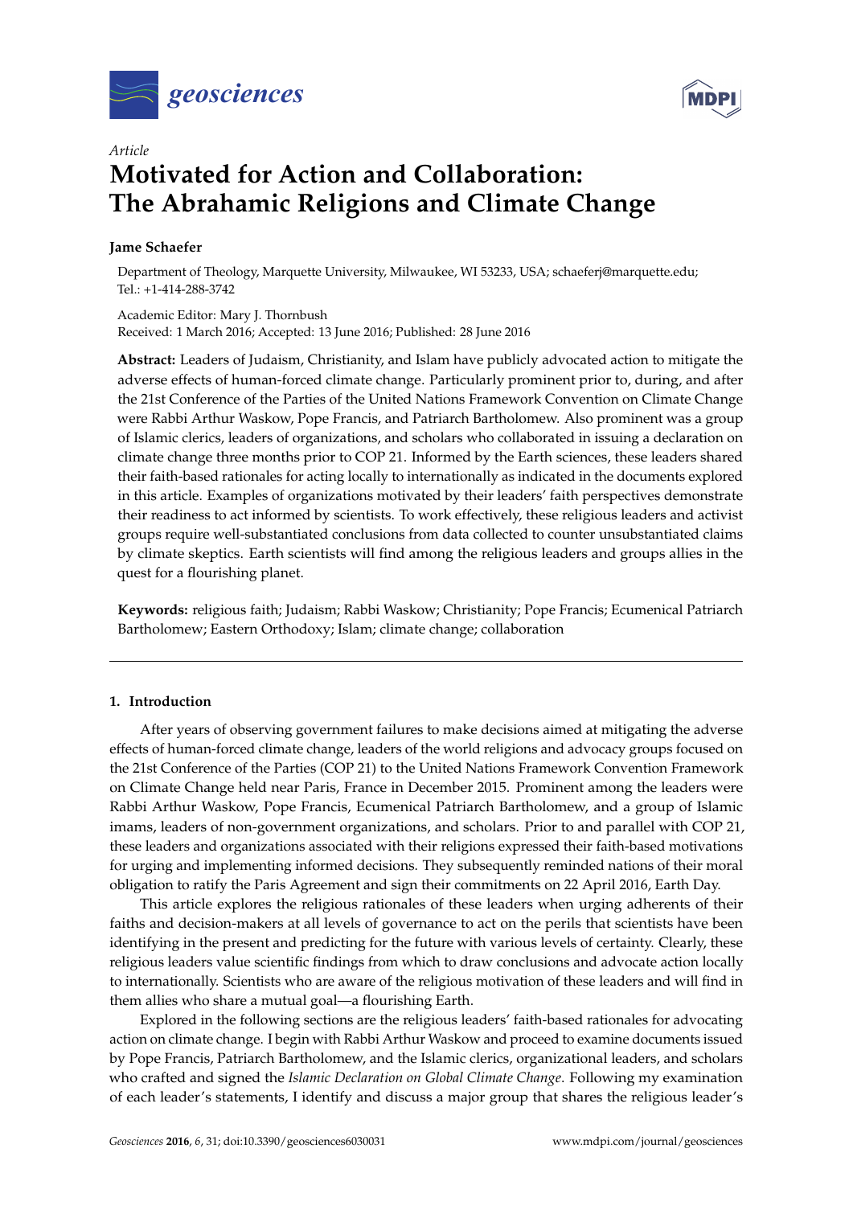*Article*

# Motivated for Action and Collaboration: The Abrahamic Religions and Climate Change

**Jame Schaefer**

Department of Theology, Marquette University, Milwaukee, WI 53233, USA; schaeferj@marquette.edu; Tel.: +1-414-288-3742

Academic Editor: Mary J. Thornbush
Received: 1 March 2016; Accepted: 13 June 2016; Published: 28 June 2016

**Abstract:** Leaders of Judaism, Christianity, and Islam have publicly advocated action to mitigate the adverse effects of human-forced climate change. Particularly prominent prior to, during, and after the 21st Conference of the Parties of the United Nations Framework Convention on Climate Change were Rabbi Arthur Waskow, Pope Francis, and Patriarch Bartholomew. Also prominent was a group of Islamic clerics, leaders of organizations, and scholars who collaborated in issuing a declaration on climate change three months prior to COP 21. Informed by the Earth sciences, these leaders shared their faith-based rationales for acting locally to internationally as indicated in the documents explored in this article. Examples of organizations motivated by their leaders' faith perspectives demonstrate their readiness to act informed by scientists. To work effectively, these religious leaders and activist groups require well-substantiated conclusions from data collected to counter unsubstantiated claims by climate skeptics. Earth scientists will find among the religious leaders and groups allies in the quest for a flourishing planet.

**Keywords:** religious faith; Judaism; Rabbi Waskow; Christianity; Pope Francis; Ecumenical Patriarch Bartholomew; Eastern Orthodoxy; Islam; climate change; collaboration

## 1. Introduction

After years of observing government failures to make decisions aimed at mitigating the adverse effects of human-forced climate change, leaders of the world religions and advocacy groups focused on the 21st Conference of the Parties (COP 21) to the United Nations Framework Convention on Climate Change held near Paris, France in December 2015. Prominent among the leaders were Rabbi Arthur Waskow, Pope Francis, Ecumenical Patriarch Bartholomew, and a group of Islamic imams, leaders of non-government organizations, and scholars. Prior to and parallel with COP 21, these leaders and organizations associated with their religions expressed their faith-based motivations for urging and implementing informed decisions. They subsequently reminded nations of their moral obligation to ratify the Paris Agreement and sign their commitments on 22 April 2016, Earth Day.

This article explores the religious rationales of these leaders when urging adherents of their faiths and decision-makers at all levels of governance to act on the perils that scientists have been identifying in the present and predicting for the future with various levels of certainty. Clearly, these religious leaders value scientific findings from which to draw conclusions and advocate action locally to internationally. Scientists who are aware of the religious motivation of these leaders and will find in them allies who share a mutual goal—a flourishing Earth.

Explored in the following sections are the religious leaders' faith-based rationales for advocating action on climate change. I begin with Rabbi Arthur Waskow and proceed to examine documents issued by Pope Francis, Patriarch Bartholomew, and the Islamic clerics, organizational leaders, and scholars who crafted and signed the *Islamic Declaration on Global Climate Change*. Following my examination of each leader's statements, I identify and discuss a major group that shares the religious leader's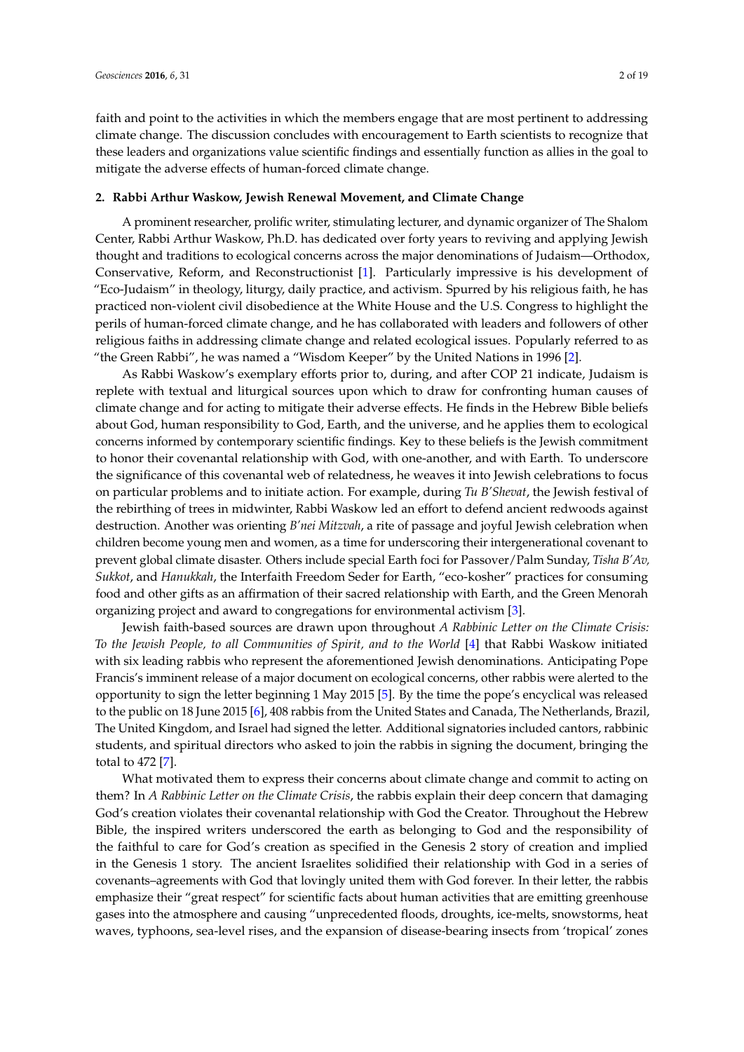faith and point to the activities in which the members engage that are most pertinent to addressing climate change. The discussion concludes with encouragement to Earth scientists to recognize that these leaders and organizations value scientific findings and essentially function as allies in the goal to mitigate the adverse effects of human-forced climate change.

## 2. Rabbi Arthur Waskow, Jewish Renewal Movement, and Climate Change

A prominent researcher, prolific writer, stimulating lecturer, and dynamic organizer of The Shalom Center, Rabbi Arthur Waskow, Ph.D. has dedicated over forty years to reviving and applying Jewish thought and traditions to ecological concerns across the major denominations of Judaism—Orthodox, Conservative, Reform, and Reconstructionist [1]. Particularly impressive is his development of "Eco-Judaism" in theology, liturgy, daily practice, and activism. Spurred by his religious faith, he has practiced non-violent civil disobedience at the White House and the U.S. Congress to highlight the perils of human-forced climate change, and he has collaborated with leaders and followers of other religious faiths in addressing climate change and related ecological issues. Popularly referred to as "the Green Rabbi", he was named a "Wisdom Keeper" by the United Nations in 1996 [2].

As Rabbi Waskow's exemplary efforts prior to, during, and after COP 21 indicate, Judaism is replete with textual and liturgical sources upon which to draw for confronting human causes of climate change and for acting to mitigate their adverse effects. He finds in the Hebrew Bible beliefs about God, human responsibility to God, Earth, and the universe, and he applies them to ecological concerns informed by contemporary scientific findings. Key to these beliefs is the Jewish commitment to honor their covenantal relationship with God, with one-another, and with Earth. To underscore the significance of this covenantal web of relatedness, he weaves it into Jewish celebrations to focus on particular problems and to initiate action. For example, during *Tu B'Shevat*, the Jewish festival of the rebirthing of trees in midwinter, Rabbi Waskow led an effort to defend ancient redwoods against destruction. Another was orienting *B'nei Mitzvah*, a rite of passage and joyful Jewish celebration when children become young men and women, as a time for underscoring their intergenerational covenant to prevent global climate disaster. Others include special Earth foci for Passover/Palm Sunday, *Tisha B'Av, Sukkot*, and *Hanukkah*, the Interfaith Freedom Seder for Earth, "eco-kosher" practices for consuming food and other gifts as an affirmation of their sacred relationship with Earth, and the Green Menorah organizing project and award to congregations for environmental activism [3].

Jewish faith-based sources are drawn upon throughout *A Rabbinic Letter on the Climate Crisis: To the Jewish People, to all Communities of Spirit, and to the World* [4] that Rabbi Waskow initiated with six leading rabbis who represent the aforementioned Jewish denominations. Anticipating Pope Francis's imminent release of a major document on ecological concerns, other rabbis were alerted to the opportunity to sign the letter beginning 1 May 2015 [5]. By the time the pope's encyclical was released to the public on 18 June 2015 [6], 408 rabbis from the United States and Canada, The Netherlands, Brazil, The United Kingdom, and Israel had signed the letter. Additional signatories included cantors, rabbinic students, and spiritual directors who asked to join the rabbis in signing the document, bringing the total to 472 [7].

What motivated them to express their concerns about climate change and commit to acting on them? In *A Rabbinic Letter on the Climate Crisis*, the rabbis explain their deep concern that damaging God's creation violates their covenantal relationship with God the Creator. Throughout the Hebrew Bible, the inspired writers underscored the earth as belonging to God and the responsibility of the faithful to care for God's creation as specified in the Genesis 2 story of creation and implied in the Genesis 1 story. The ancient Israelites solidified their relationship with God in a series of covenants–agreements with God that lovingly united them with God forever. In their letter, the rabbis emphasize their "great respect" for scientific facts about human activities that are emitting greenhouse gases into the atmosphere and causing "unprecedented floods, droughts, ice-melts, snowstorms, heat waves, typhoons, sea-level rises, and the expansion of disease-bearing insects from 'tropical' zones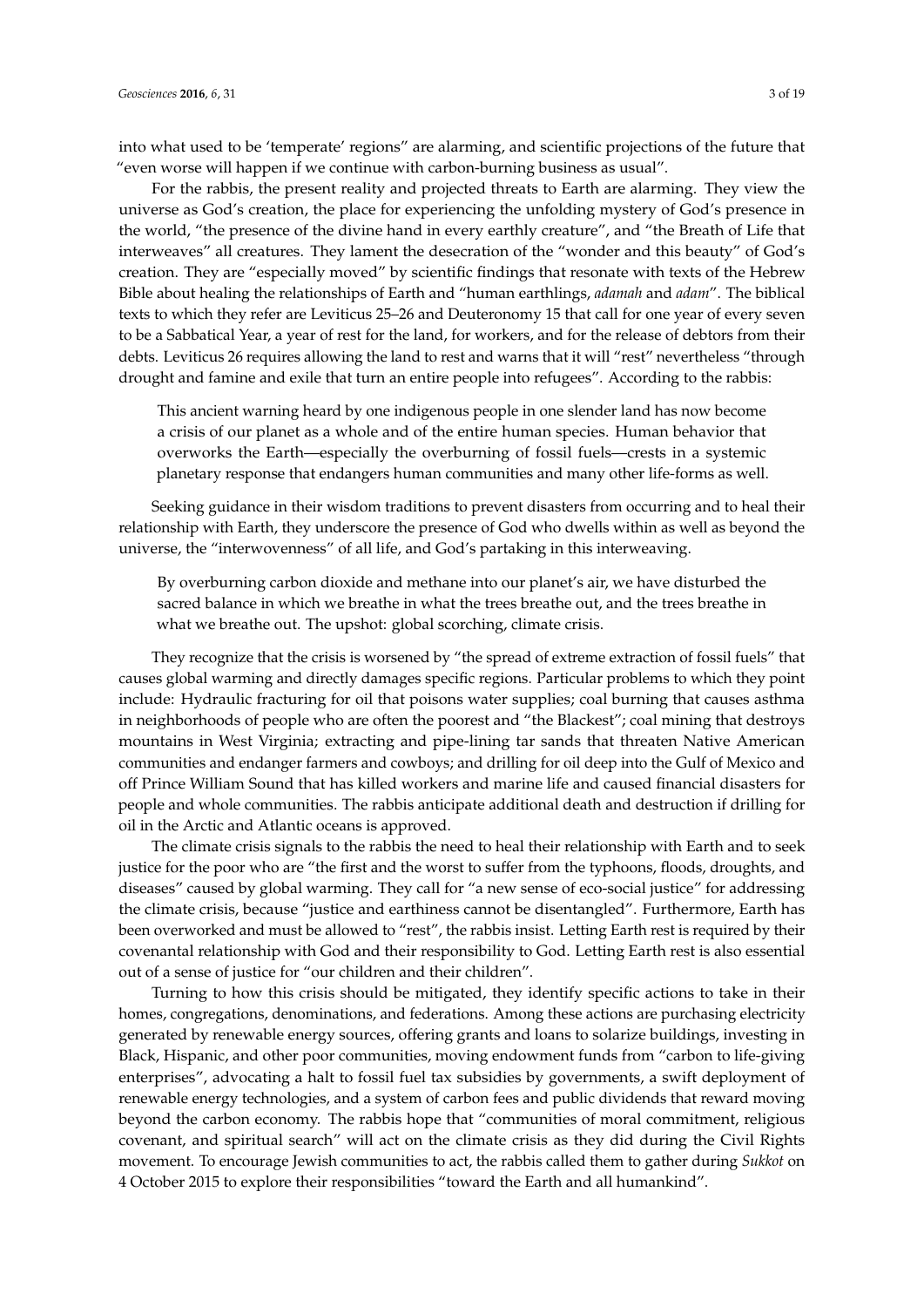into what used to be 'temperate' regions" are alarming, and scientific projections of the future that "even worse will happen if we continue with carbon-burning business as usual".

For the rabbis, the present reality and projected threats to Earth are alarming. They view the universe as God's creation, the place for experiencing the unfolding mystery of God's presence in the world, "the presence of the divine hand in every earthly creature", and "the Breath of Life that interweaves" all creatures. They lament the desecration of the "wonder and this beauty" of God's creation. They are "especially moved" by scientific findings that resonate with texts of the Hebrew Bible about healing the relationships of Earth and "human earthlings, *adamah* and *adam*". The biblical texts to which they refer are Leviticus 25–26 and Deuteronomy 15 that call for one year of every seven to be a Sabbatical Year, a year of rest for the land, for workers, and for the release of debtors from their debts. Leviticus 26 requires allowing the land to rest and warns that it will "rest" nevertheless "through drought and famine and exile that turn an entire people into refugees". According to the rabbis:

> This ancient warning heard by one indigenous people in one slender land has now become a crisis of our planet as a whole and of the entire human species. Human behavior that overworks the Earth—especially the overburning of fossil fuels—crests in a systemic planetary response that endangers human communities and many other life-forms as well.

Seeking guidance in their wisdom traditions to prevent disasters from occurring and to heal their relationship with Earth, they underscore the presence of God who dwells within as well as beyond the universe, the "interwovenness" of all life, and God's partaking in this interweaving.

> By overburning carbon dioxide and methane into our planet's air, we have disturbed the sacred balance in which we breathe in what the trees breathe out, and the trees breathe in what we breathe out. The upshot: global scorching, climate crisis.

They recognize that the crisis is worsened by "the spread of extreme extraction of fossil fuels" that causes global warming and directly damages specific regions. Particular problems to which they point include: Hydraulic fracturing for oil that poisons water supplies; coal burning that causes asthma in neighborhoods of people who are often the poorest and "the Blackest"; coal mining that destroys mountains in West Virginia; extracting and pipe-lining tar sands that threaten Native American communities and endanger farmers and cowboys; and drilling for oil deep into the Gulf of Mexico and off Prince William Sound that has killed workers and marine life and caused financial disasters for people and whole communities. The rabbis anticipate additional death and destruction if drilling for oil in the Arctic and Atlantic oceans is approved.

The climate crisis signals to the rabbis the need to heal their relationship with Earth and to seek justice for the poor who are "the first and the worst to suffer from the typhoons, floods, droughts, and diseases" caused by global warming. They call for "a new sense of eco-social justice" for addressing the climate crisis, because "justice and earthiness cannot be disentangled". Furthermore, Earth has been overworked and must be allowed to "rest", the rabbis insist. Letting Earth rest is required by their covenantal relationship with God and their responsibility to God. Letting Earth rest is also essential out of a sense of justice for "our children and their children".

Turning to how this crisis should be mitigated, they identify specific actions to take in their homes, congregations, denominations, and federations. Among these actions are purchasing electricity generated by renewable energy sources, offering grants and loans to solarize buildings, investing in Black, Hispanic, and other poor communities, moving endowment funds from "carbon to life-giving enterprises", advocating a halt to fossil fuel tax subsidies by governments, a swift deployment of renewable energy technologies, and a system of carbon fees and public dividends that reward moving beyond the carbon economy. The rabbis hope that "communities of moral commitment, religious covenant, and spiritual search" will act on the climate crisis as they did during the Civil Rights movement. To encourage Jewish communities to act, the rabbis called them to gather during *Sukkot* on 4 October 2015 to explore their responsibilities "toward the Earth and all humankind".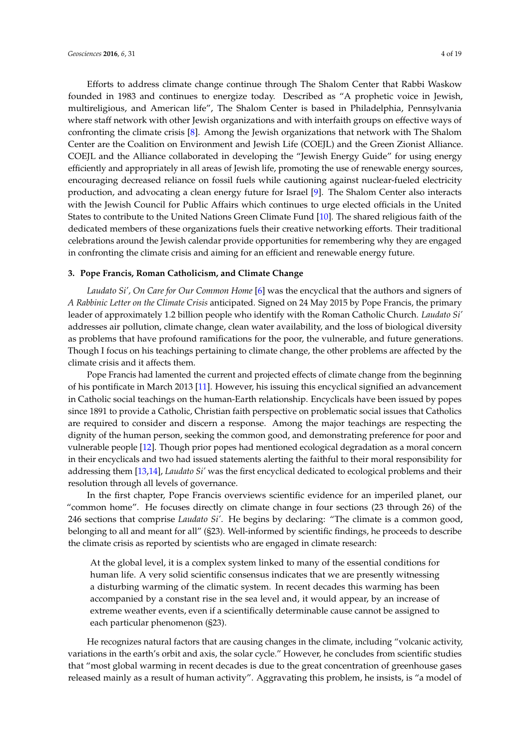Efforts to address climate change continue through The Shalom Center that Rabbi Waskow founded in 1983 and continues to energize today. Described as "A prophetic voice in Jewish, multireligious, and American life", The Shalom Center is based in Philadelphia, Pennsylvania where staff network with other Jewish organizations and with interfaith groups on effective ways of confronting the climate crisis [8]. Among the Jewish organizations that network with The Shalom Center are the Coalition on Environment and Jewish Life (COEJL) and the Green Zionist Alliance. COEJL and the Alliance collaborated in developing the "Jewish Energy Guide" for using energy efficiently and appropriately in all areas of Jewish life, promoting the use of renewable energy sources, encouraging decreased reliance on fossil fuels while cautioning against nuclear-fueled electricity production, and advocating a clean energy future for Israel [9]. The Shalom Center also interacts with the Jewish Council for Public Affairs which continues to urge elected officials in the United States to contribute to the United Nations Green Climate Fund [10]. The shared religious faith of the dedicated members of these organizations fuels their creative networking efforts. Their traditional celebrations around the Jewish calendar provide opportunities for remembering why they are engaged in confronting the climate crisis and aiming for an efficient and renewable energy future.

## 3. Pope Francis, Roman Catholicism, and Climate Change

*Laudato Si', On Care for Our Common Home* [6] was the encyclical that the authors and signers of *A Rabbinic Letter on the Climate Crisis* anticipated. Signed on 24 May 2015 by Pope Francis, the primary leader of approximately 1.2 billion people who identify with the Roman Catholic Church. *Laudato Si'* addresses air pollution, climate change, clean water availability, and the loss of biological diversity as problems that have profound ramifications for the poor, the vulnerable, and future generations. Though I focus on his teachings pertaining to climate change, the other problems are affected by the climate crisis and it affects them.

Pope Francis had lamented the current and projected effects of climate change from the beginning of his pontificate in March 2013 [11]. However, his issuing this encyclical signified an advancement in Catholic social teachings on the human-Earth relationship. Encyclicals have been issued by popes since 1891 to provide a Catholic, Christian faith perspective on problematic social issues that Catholics are required to consider and discern a response. Among the major teachings are respecting the dignity of the human person, seeking the common good, and demonstrating preference for poor and vulnerable people [12]. Though prior popes had mentioned ecological degradation as a moral concern in their encyclicals and two had issued statements alerting the faithful to their moral responsibility for addressing them [13,14], *Laudato Si'* was the first encyclical dedicated to ecological problems and their resolution through all levels of governance.

In the first chapter, Pope Francis overviews scientific evidence for an imperiled planet, our "common home". He focuses directly on climate change in four sections (23 through 26) of the 246 sections that comprise *Laudato Si'*. He begins by declaring: "The climate is a common good, belonging to all and meant for all" (§23). Well-informed by scientific findings, he proceeds to describe the climate crisis as reported by scientists who are engaged in climate research:

> At the global level, it is a complex system linked to many of the essential conditions for human life. A very solid scientific consensus indicates that we are presently witnessing a disturbing warming of the climatic system. In recent decades this warming has been accompanied by a constant rise in the sea level and, it would appear, by an increase of extreme weather events, even if a scientifically determinable cause cannot be assigned to each particular phenomenon (§23).

He recognizes natural factors that are causing changes in the climate, including "volcanic activity, variations in the earth's orbit and axis, the solar cycle." However, he concludes from scientific studies that "most global warming in recent decades is due to the great concentration of greenhouse gases released mainly as a result of human activity". Aggravating this problem, he insists, is "a model of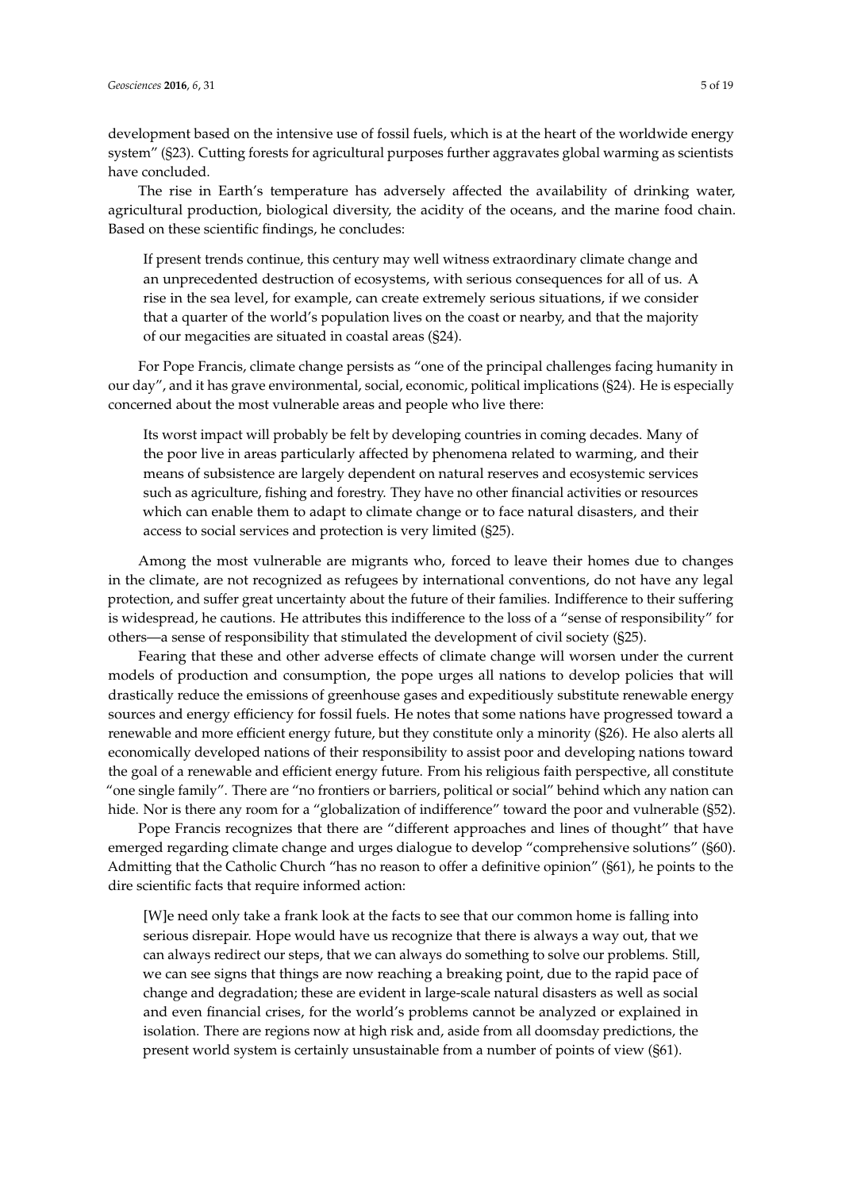development based on the intensive use of fossil fuels, which is at the heart of the worldwide energy system" (§23). Cutting forests for agricultural purposes further aggravates global warming as scientists have concluded.

The rise in Earth's temperature has adversely affected the availability of drinking water, agricultural production, biological diversity, the acidity of the oceans, and the marine food chain. Based on these scientific findings, he concludes:

> If present trends continue, this century may well witness extraordinary climate change and an unprecedented destruction of ecosystems, with serious consequences for all of us. A rise in the sea level, for example, can create extremely serious situations, if we consider that a quarter of the world's population lives on the coast or nearby, and that the majority of our megacities are situated in coastal areas (§24).

For Pope Francis, climate change persists as "one of the principal challenges facing humanity in our day", and it has grave environmental, social, economic, political implications (§24). He is especially concerned about the most vulnerable areas and people who live there:

> Its worst impact will probably be felt by developing countries in coming decades. Many of the poor live in areas particularly affected by phenomena related to warming, and their means of subsistence are largely dependent on natural reserves and ecosystemic services such as agriculture, fishing and forestry. They have no other financial activities or resources which can enable them to adapt to climate change or to face natural disasters, and their access to social services and protection is very limited (§25).

Among the most vulnerable are migrants who, forced to leave their homes due to changes in the climate, are not recognized as refugees by international conventions, do not have any legal protection, and suffer great uncertainty about the future of their families. Indifference to their suffering is widespread, he cautions. He attributes this indifference to the loss of a "sense of responsibility" for others—a sense of responsibility that stimulated the development of civil society (§25).

Fearing that these and other adverse effects of climate change will worsen under the current models of production and consumption, the pope urges all nations to develop policies that will drastically reduce the emissions of greenhouse gases and expeditiously substitute renewable energy sources and energy efficiency for fossil fuels. He notes that some nations have progressed toward a renewable and more efficient energy future, but they constitute only a minority (§26). He also alerts all economically developed nations of their responsibility to assist poor and developing nations toward the goal of a renewable and efficient energy future. From his religious faith perspective, all constitute "one single family". There are "no frontiers or barriers, political or social" behind which any nation can hide. Nor is there any room for a "globalization of indifference" toward the poor and vulnerable (§52).

Pope Francis recognizes that there are "different approaches and lines of thought" that have emerged regarding climate change and urges dialogue to develop "comprehensive solutions" (§60). Admitting that the Catholic Church "has no reason to offer a definitive opinion" (§61), he points to the dire scientific facts that require informed action:

> [W]e need only take a frank look at the facts to see that our common home is falling into serious disrepair. Hope would have us recognize that there is always a way out, that we can always redirect our steps, that we can always do something to solve our problems. Still, we can see signs that things are now reaching a breaking point, due to the rapid pace of change and degradation; these are evident in large-scale natural disasters as well as social and even financial crises, for the world's problems cannot be analyzed or explained in isolation. There are regions now at high risk and, aside from all doomsday predictions, the present world system is certainly unsustainable from a number of points of view (§61).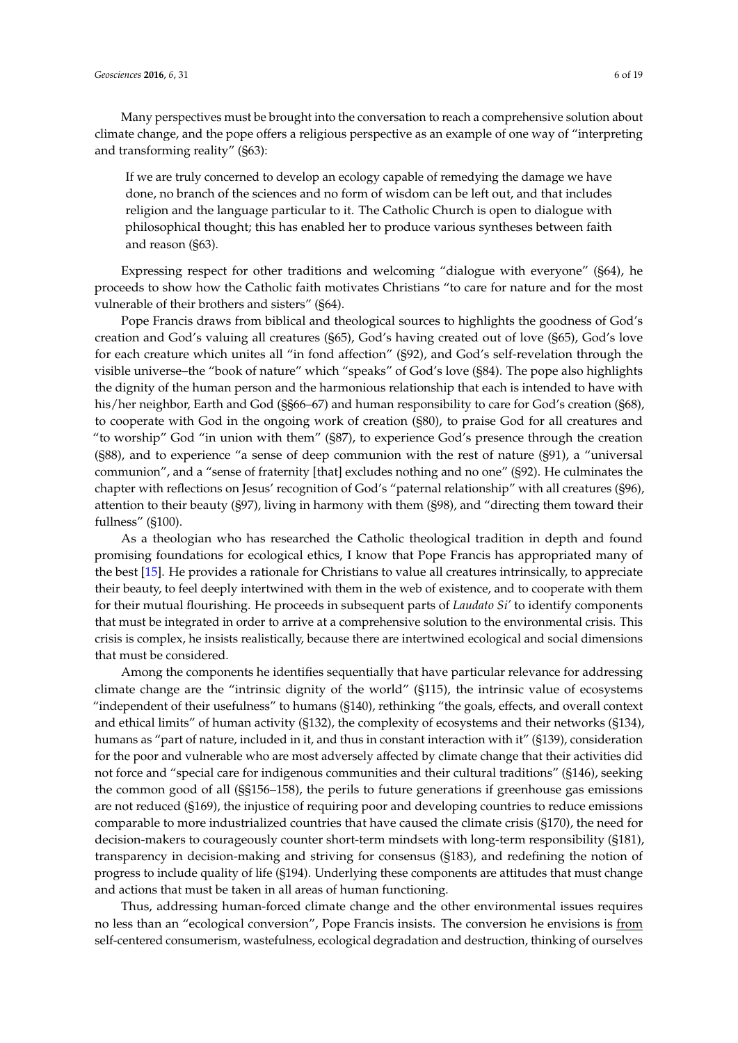Many perspectives must be brought into the conversation to reach a comprehensive solution about climate change, and the pope offers a religious perspective as an example of one way of "interpreting and transforming reality" (§63):

> If we are truly concerned to develop an ecology capable of remedying the damage we have done, no branch of the sciences and no form of wisdom can be left out, and that includes religion and the language particular to it. The Catholic Church is open to dialogue with philosophical thought; this has enabled her to produce various syntheses between faith and reason (§63).

Expressing respect for other traditions and welcoming "dialogue with everyone" (§64), he proceeds to show how the Catholic faith motivates Christians "to care for nature and for the most vulnerable of their brothers and sisters" (§64).

Pope Francis draws from biblical and theological sources to highlights the goodness of God's creation and God's valuing all creatures (§65), God's having created out of love (§65), God's love for each creature which unites all "in fond affection" (§92), and God's self-revelation through the visible universe–the "book of nature" which "speaks" of God's love (§84). The pope also highlights the dignity of the human person and the harmonious relationship that each is intended to have with his/her neighbor, Earth and God (§§66–67) and human responsibility to care for God's creation (§68), to cooperate with God in the ongoing work of creation (§80), to praise God for all creatures and "to worship" God "in union with them" (§87), to experience God's presence through the creation (§88), and to experience "a sense of deep communion with the rest of nature (§91), a "universal communion", and a "sense of fraternity [that] excludes nothing and no one" (§92). He culminates the chapter with reflections on Jesus' recognition of God's "paternal relationship" with all creatures (§96), attention to their beauty (§97), living in harmony with them (§98), and "directing them toward their fullness" (§100).

As a theologian who has researched the Catholic theological tradition in depth and found promising foundations for ecological ethics, I know that Pope Francis has appropriated many of the best [15]. He provides a rationale for Christians to value all creatures intrinsically, to appreciate their beauty, to feel deeply intertwined with them in the web of existence, and to cooperate with them for their mutual flourishing. He proceeds in subsequent parts of *Laudato Si'* to identify components that must be integrated in order to arrive at a comprehensive solution to the environmental crisis. This crisis is complex, he insists realistically, because there are intertwined ecological and social dimensions that must be considered.

Among the components he identifies sequentially that have particular relevance for addressing climate change are the "intrinsic dignity of the world" (§115), the intrinsic value of ecosystems "independent of their usefulness" to humans (§140), rethinking "the goals, effects, and overall context and ethical limits" of human activity (§132), the complexity of ecosystems and their networks (§134), humans as "part of nature, included in it, and thus in constant interaction with it" (§139), consideration for the poor and vulnerable who are most adversely affected by climate change that their activities did not force and "special care for indigenous communities and their cultural traditions" (§146), seeking the common good of all (§§156–158), the perils to future generations if greenhouse gas emissions are not reduced (§169), the injustice of requiring poor and developing countries to reduce emissions comparable to more industrialized countries that have caused the climate crisis (§170), the need for decision-makers to courageously counter short-term mindsets with long-term responsibility (§181), transparency in decision-making and striving for consensus (§183), and redefining the notion of progress to include quality of life (§194). Underlying these components are attitudes that must change and actions that must be taken in all areas of human functioning.

Thus, addressing human-forced climate change and the other environmental issues requires no less than an "ecological conversion", Pope Francis insists. The conversion he envisions is from self-centered consumerism, wastefulness, ecological degradation and destruction, thinking of ourselves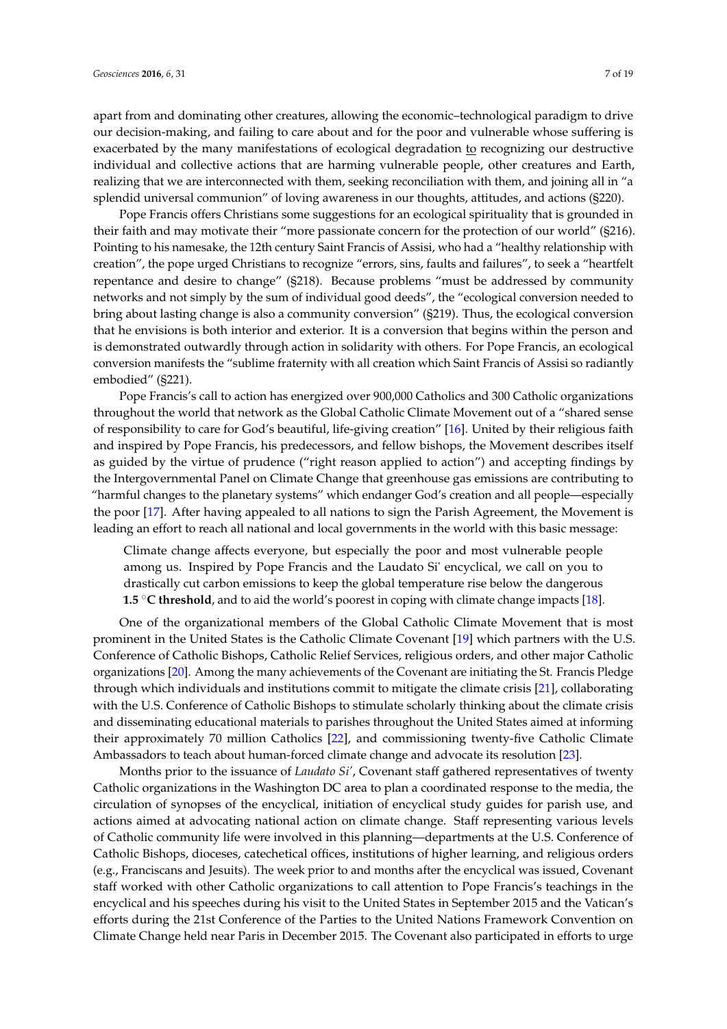apart from and dominating other creatures, allowing the economic–technological paradigm to drive our decision-making, and failing to care about and for the poor and vulnerable whose suffering is exacerbated by the many manifestations of ecological degradation to recognizing our destructive individual and collective actions that are harming vulnerable people, other creatures and Earth, realizing that we are interconnected with them, seeking reconciliation with them, and joining all in "a splendid universal communion" of loving awareness in our thoughts, attitudes, and actions (§220).

Pope Francis offers Christians some suggestions for an ecological spirituality that is grounded in their faith and may motivate their "more passionate concern for the protection of our world" (§216). Pointing to his namesake, the 12th century Saint Francis of Assisi, who had a "healthy relationship with creation", the pope urged Christians to recognize "errors, sins, faults and failures", to seek a "heartfelt repentance and desire to change" (§218). Because problems "must be addressed by community networks and not simply by the sum of individual good deeds", the "ecological conversion needed to bring about lasting change is also a community conversion" (§219). Thus, the ecological conversion that he envisions is both interior and exterior. It is a conversion that begins within the person and is demonstrated outwardly through action in solidarity with others. For Pope Francis, an ecological conversion manifests the "sublime fraternity with all creation which Saint Francis of Assisi so radiantly embodied" (§221).

Pope Francis's call to action has energized over 900,000 Catholics and 300 Catholic organizations throughout the world that network as the Global Catholic Climate Movement out of a "shared sense of responsibility to care for God's beautiful, life-giving creation" [16]. United by their religious faith and inspired by Pope Francis, his predecessors, and fellow bishops, the Movement describes itself as guided by the virtue of prudence ("right reason applied to action") and accepting findings by the Intergovernmental Panel on Climate Change that greenhouse gas emissions are contributing to "harmful changes to the planetary systems" which endanger God's creation and all people—especially the poor [17]. After having appealed to all nations to sign the Parish Agreement, the Movement is leading an effort to reach all national and local governments in the world with this basic message:

> Climate change affects everyone, but especially the poor and most vulnerable people among us. Inspired by Pope Francis and the Laudato Si' encyclical, we call on you to drastically cut carbon emissions to keep the global temperature rise below the dangerous **1.5 °C threshold**, and to aid the world's poorest in coping with climate change impacts [18].

One of the organizational members of the Global Catholic Climate Movement that is most prominent in the United States is the Catholic Climate Covenant [19] which partners with the U.S. Conference of Catholic Bishops, Catholic Relief Services, religious orders, and other major Catholic organizations [20]. Among the many achievements of the Covenant are initiating the St. Francis Pledge through which individuals and institutions commit to mitigate the climate crisis [21], collaborating with the U.S. Conference of Catholic Bishops to stimulate scholarly thinking about the climate crisis and disseminating educational materials to parishes throughout the United States aimed at informing their approximately 70 million Catholics [22], and commissioning twenty-five Catholic Climate Ambassadors to teach about human-forced climate change and advocate its resolution [23].

Months prior to the issuance of *Laudato Si'*, Covenant staff gathered representatives of twenty Catholic organizations in the Washington DC area to plan a coordinated response to the media, the circulation of synopses of the encyclical, initiation of encyclical study guides for parish use, and actions aimed at advocating national action on climate change. Staff representing various levels of Catholic community life were involved in this planning—departments at the U.S. Conference of Catholic Bishops, dioceses, catechetical offices, institutions of higher learning, and religious orders (e.g., Franciscans and Jesuits). The week prior to and months after the encyclical was issued, Covenant staff worked with other Catholic organizations to call attention to Pope Francis's teachings in the encyclical and his speeches during his visit to the United States in September 2015 and the Vatican's efforts during the 21st Conference of the Parties to the United Nations Framework Convention on Climate Change held near Paris in December 2015. The Covenant also participated in efforts to urge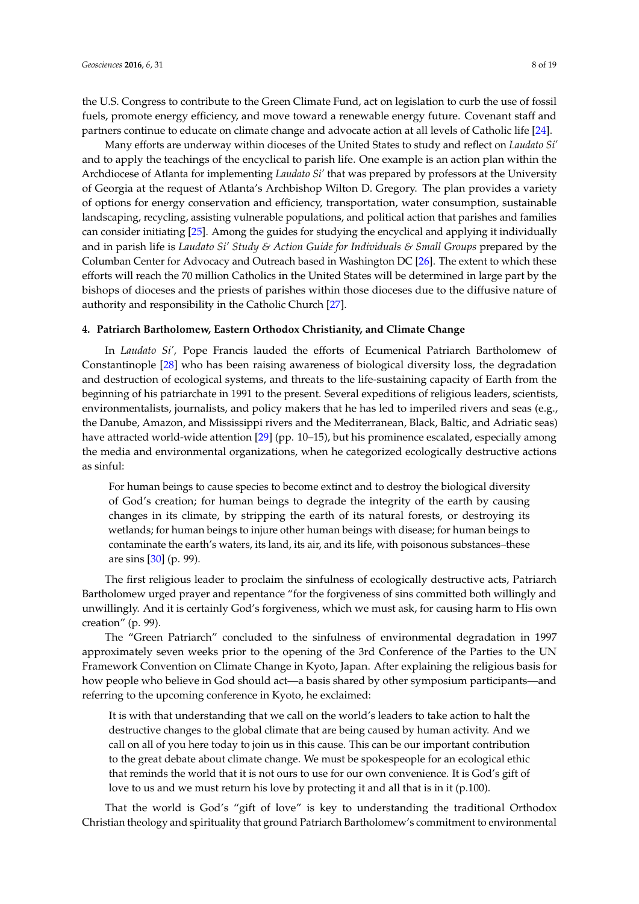the U.S. Congress to contribute to the Green Climate Fund, act on legislation to curb the use of fossil fuels, promote energy efficiency, and move toward a renewable energy future. Covenant staff and partners continue to educate on climate change and advocate action at all levels of Catholic life [24].

Many efforts are underway within dioceses of the United States to study and reflect on *Laudato Si'* and to apply the teachings of the encyclical to parish life. One example is an action plan within the Archdiocese of Atlanta for implementing *Laudato Si'* that was prepared by professors at the University of Georgia at the request of Atlanta's Archbishop Wilton D. Gregory. The plan provides a variety of options for energy conservation and efficiency, transportation, water consumption, sustainable landscaping, recycling, assisting vulnerable populations, and political action that parishes and families can consider initiating [25]. Among the guides for studying the encyclical and applying it individually and in parish life is *Laudato Si' Study & Action Guide for Individuals & Small Groups* prepared by the Columban Center for Advocacy and Outreach based in Washington DC [26]. The extent to which these efforts will reach the 70 million Catholics in the United States will be determined in large part by the bishops of dioceses and the priests of parishes within those dioceses due to the diffusive nature of authority and responsibility in the Catholic Church [27].

## 4. Patriarch Bartholomew, Eastern Orthodox Christianity, and Climate Change

In *Laudato Si'*, Pope Francis lauded the efforts of Ecumenical Patriarch Bartholomew of Constantinople [28] who has been raising awareness of biological diversity loss, the degradation and destruction of ecological systems, and threats to the life-sustaining capacity of Earth from the beginning of his patriarchate in 1991 to the present. Several expeditions of religious leaders, scientists, environmentalists, journalists, and policy makers that he has led to imperiled rivers and seas (e.g., the Danube, Amazon, and Mississippi rivers and the Mediterranean, Black, Baltic, and Adriatic seas) have attracted world-wide attention [29] (pp. 10–15), but his prominence escalated, especially among the media and environmental organizations, when he categorized ecologically destructive actions as sinful:

> For human beings to cause species to become extinct and to destroy the biological diversity of God's creation; for human beings to degrade the integrity of the earth by causing changes in its climate, by stripping the earth of its natural forests, or destroying its wetlands; for human beings to injure other human beings with disease; for human beings to contaminate the earth's waters, its land, its air, and its life, with poisonous substances–these are sins [30] (p. 99).

The first religious leader to proclaim the sinfulness of ecologically destructive acts, Patriarch Bartholomew urged prayer and repentance "for the forgiveness of sins committed both willingly and unwillingly. And it is certainly God's forgiveness, which we must ask, for causing harm to His own creation" (p. 99).

The "Green Patriarch" concluded to the sinfulness of environmental degradation in 1997 approximately seven weeks prior to the opening of the 3rd Conference of the Parties to the UN Framework Convention on Climate Change in Kyoto, Japan. After explaining the religious basis for how people who believe in God should act—a basis shared by other symposium participants—and referring to the upcoming conference in Kyoto, he exclaimed:

> It is with that understanding that we call on the world's leaders to take action to halt the destructive changes to the global climate that are being caused by human activity. And we call on all of you here today to join us in this cause. This can be our important contribution to the great debate about climate change. We must be spokespeople for an ecological ethic that reminds the world that it is not ours to use for our own convenience. It is God's gift of love to us and we must return his love by protecting it and all that is in it (p.100).

That the world is God's "gift of love" is key to understanding the traditional Orthodox Christian theology and spirituality that ground Patriarch Bartholomew's commitment to environmental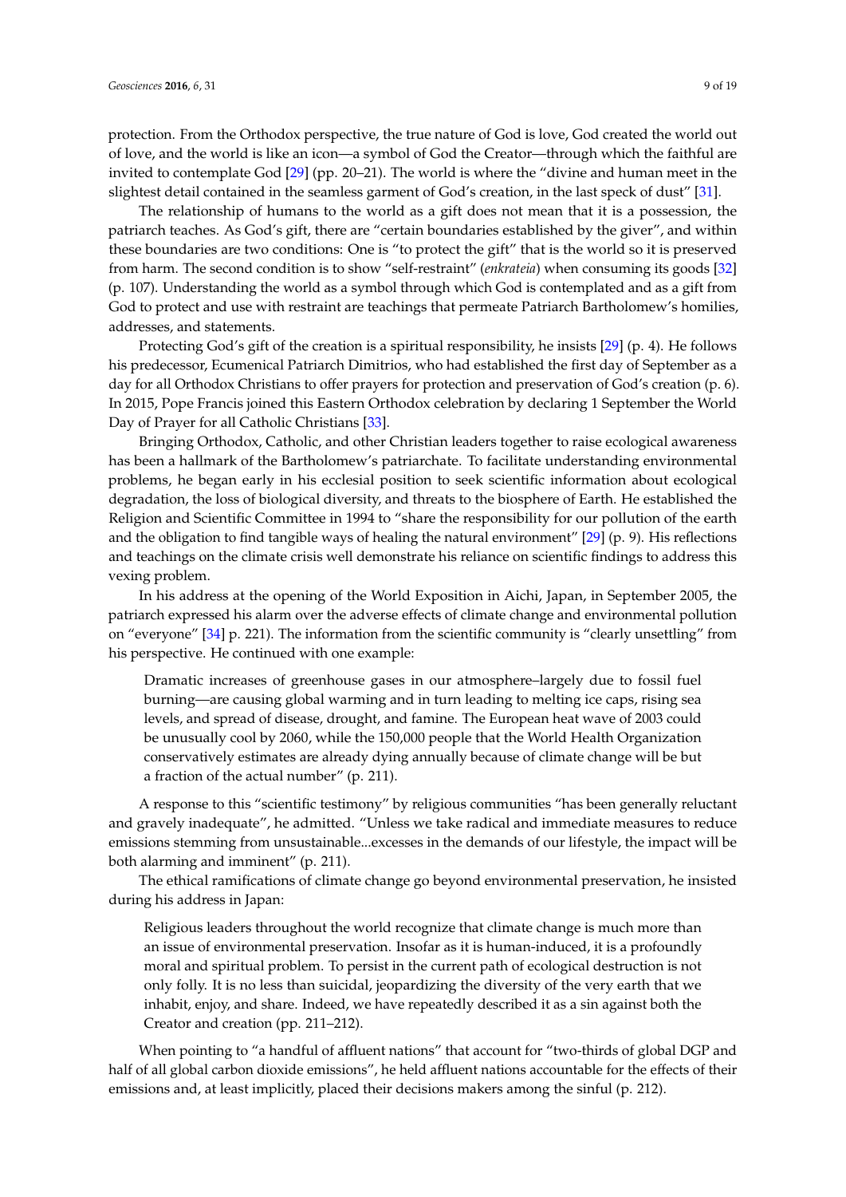protection. From the Orthodox perspective, the true nature of God is love, God created the world out of love, and the world is like an icon—a symbol of God the Creator—through which the faithful are invited to contemplate God [29] (pp. 20–21). The world is where the "divine and human meet in the slightest detail contained in the seamless garment of God's creation, in the last speck of dust" [31].

The relationship of humans to the world as a gift does not mean that it is a possession, the patriarch teaches. As God's gift, there are "certain boundaries established by the giver", and within these boundaries are two conditions: One is "to protect the gift" that is the world so it is preserved from harm. The second condition is to show "self-restraint" (*enkrateia*) when consuming its goods [32] (p. 107). Understanding the world as a symbol through which God is contemplated and as a gift from God to protect and use with restraint are teachings that permeate Patriarch Bartholomew's homilies, addresses, and statements.

Protecting God's gift of the creation is a spiritual responsibility, he insists [29] (p. 4). He follows his predecessor, Ecumenical Patriarch Dimitrios, who had established the first day of September as a day for all Orthodox Christians to offer prayers for protection and preservation of God's creation (p. 6). In 2015, Pope Francis joined this Eastern Orthodox celebration by declaring 1 September the World Day of Prayer for all Catholic Christians [33].

Bringing Orthodox, Catholic, and other Christian leaders together to raise ecological awareness has been a hallmark of the Bartholomew's patriarchate. To facilitate understanding environmental problems, he began early in his ecclesial position to seek scientific information about ecological degradation, the loss of biological diversity, and threats to the biosphere of Earth. He established the Religion and Scientific Committee in 1994 to "share the responsibility for our pollution of the earth and the obligation to find tangible ways of healing the natural environment" [29] (p. 9). His reflections and teachings on the climate crisis well demonstrate his reliance on scientific findings to address this vexing problem.

In his address at the opening of the World Exposition in Aichi, Japan, in September 2005, the patriarch expressed his alarm over the adverse effects of climate change and environmental pollution on "everyone" [34] p. 221). The information from the scientific community is "clearly unsettling" from his perspective. He continued with one example:

> Dramatic increases of greenhouse gases in our atmosphere–largely due to fossil fuel burning—are causing global warming and in turn leading to melting ice caps, rising sea levels, and spread of disease, drought, and famine. The European heat wave of 2003 could be unusually cool by 2060, while the 150,000 people that the World Health Organization conservatively estimates are already dying annually because of climate change will be but a fraction of the actual number" (p. 211).

A response to this "scientific testimony" by religious communities "has been generally reluctant and gravely inadequate", he admitted. "Unless we take radical and immediate measures to reduce emissions stemming from unsustainable...excesses in the demands of our lifestyle, the impact will be both alarming and imminent" (p. 211).

The ethical ramifications of climate change go beyond environmental preservation, he insisted during his address in Japan:

> Religious leaders throughout the world recognize that climate change is much more than an issue of environmental preservation. Insofar as it is human-induced, it is a profoundly moral and spiritual problem. To persist in the current path of ecological destruction is not only folly. It is no less than suicidal, jeopardizing the diversity of the very earth that we inhabit, enjoy, and share. Indeed, we have repeatedly described it as a sin against both the Creator and creation (pp. 211–212).

When pointing to "a handful of affluent nations" that account for "two-thirds of global DGP and half of all global carbon dioxide emissions", he held affluent nations accountable for the effects of their emissions and, at least implicitly, placed their decisions makers among the sinful (p. 212).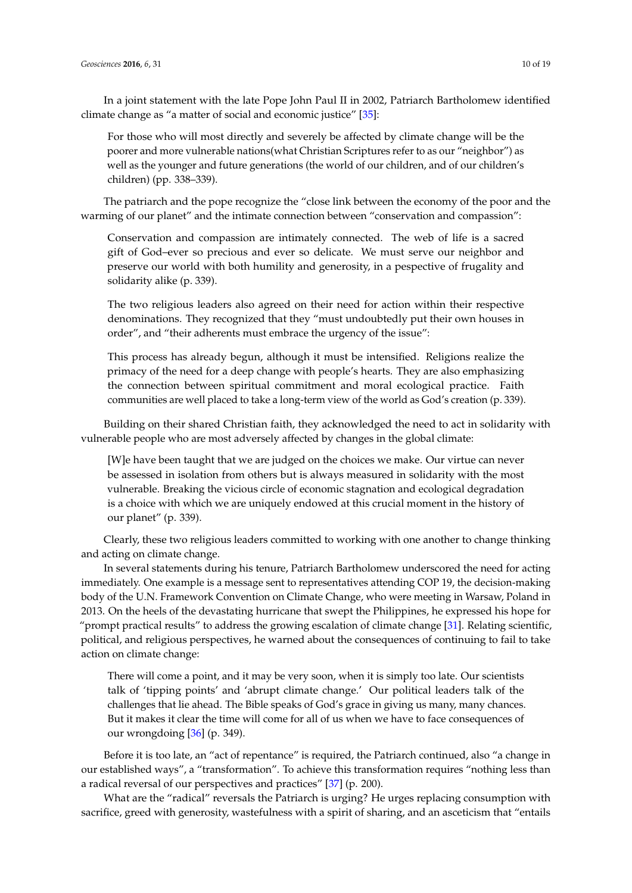In a joint statement with the late Pope John Paul II in 2002, Patriarch Bartholomew identified climate change as "a matter of social and economic justice" [35]:

> For those who will most directly and severely be affected by climate change will be the poorer and more vulnerable nations(what Christian Scriptures refer to as our "neighbor") as well as the younger and future generations (the world of our children, and of our children's children) (pp. 338–339).

The patriarch and the pope recognize the "close link between the economy of the poor and the warming of our planet" and the intimate connection between "conservation and compassion":

> Conservation and compassion are intimately connected. The web of life is a sacred gift of God–ever so precious and ever so delicate. We must serve our neighbor and preserve our world with both humility and generosity, in a pespective of frugality and solidarity alike (p. 339).

> The two religious leaders also agreed on their need for action within their respective denominations. They recognized that they "must undoubtedly put their own houses in order", and "their adherents must embrace the urgency of the issue":

> This process has already begun, although it must be intensified. Religions realize the primacy of the need for a deep change with people's hearts. They are also emphasizing the connection between spiritual commitment and moral ecological practice. Faith communities are well placed to take a long-term view of the world as God's creation (p. 339).

Building on their shared Christian faith, they acknowledged the need to act in solidarity with vulnerable people who are most adversely affected by changes in the global climate:

> [W]e have been taught that we are judged on the choices we make. Our virtue can never be assessed in isolation from others but is always measured in solidarity with the most vulnerable. Breaking the vicious circle of economic stagnation and ecological degradation is a choice with which we are uniquely endowed at this crucial moment in the history of our planet" (p. 339).

Clearly, these two religious leaders committed to working with one another to change thinking and acting on climate change.

In several statements during his tenure, Patriarch Bartholomew underscored the need for acting immediately. One example is a message sent to representatives attending COP 19, the decision-making body of the U.N. Framework Convention on Climate Change, who were meeting in Warsaw, Poland in 2013. On the heels of the devastating hurricane that swept the Philippines, he expressed his hope for "prompt practical results" to address the growing escalation of climate change [31]. Relating scientific, political, and religious perspectives, he warned about the consequences of continuing to fail to take action on climate change:

> There will come a point, and it may be very soon, when it is simply too late. Our scientists talk of 'tipping points' and 'abrupt climate change.' Our political leaders talk of the challenges that lie ahead. The Bible speaks of God's grace in giving us many, many chances. But it makes it clear the time will come for all of us when we have to face consequences of our wrongdoing [36] (p. 349).

Before it is too late, an "act of repentance" is required, the Patriarch continued, also "a change in our established ways", a "transformation". To achieve this transformation requires "nothing less than a radical reversal of our perspectives and practices" [37] (p. 200).

What are the "radical" reversals the Patriarch is urging? He urges replacing consumption with sacrifice, greed with generosity, wastefulness with a spirit of sharing, and an asceticism that "entails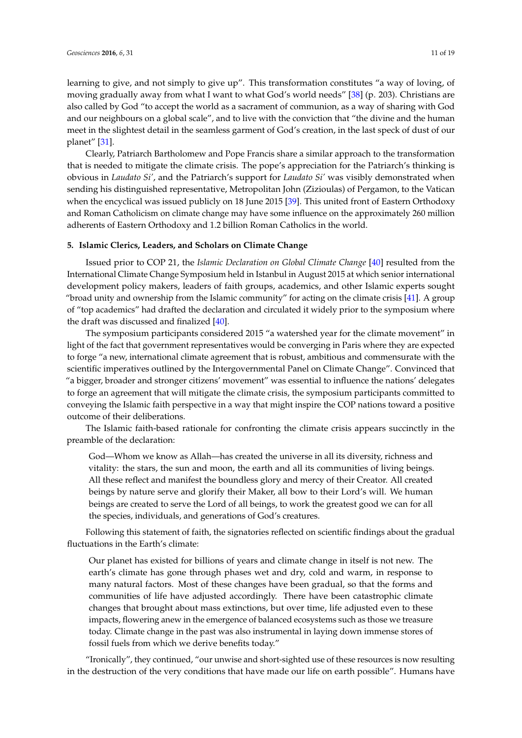learning to give, and not simply to give up". This transformation constitutes "a way of loving, of moving gradually away from what I want to what God's world needs" [38] (p. 203). Christians are also called by God "to accept the world as a sacrament of communion, as a way of sharing with God and our neighbours on a global scale", and to live with the conviction that "the divine and the human meet in the slightest detail in the seamless garment of God's creation, in the last speck of dust of our planet" [31].

Clearly, Patriarch Bartholomew and Pope Francis share a similar approach to the transformation that is needed to mitigate the climate crisis. The pope's appreciation for the Patriarch's thinking is obvious in *Laudato Si'*, and the Patriarch's support for *Laudato Si'* was visibly demonstrated when sending his distinguished representative, Metropolitan John (Zizioulas) of Pergamon, to the Vatican when the encyclical was issued publicly on 18 June 2015 [39]. This united front of Eastern Orthodoxy and Roman Catholicism on climate change may have some influence on the approximately 260 million adherents of Eastern Orthodoxy and 1.2 billion Roman Catholics in the world.

## 5. Islamic Clerics, Leaders, and Scholars on Climate Change

Issued prior to COP 21, the *Islamic Declaration on Global Climate Change* [40] resulted from the International Climate Change Symposium held in Istanbul in August 2015 at which senior international development policy makers, leaders of faith groups, academics, and other Islamic experts sought "broad unity and ownership from the Islamic community" for acting on the climate crisis [41]. A group of "top academics" had drafted the declaration and circulated it widely prior to the symposium where the draft was discussed and finalized [40].

The symposium participants considered 2015 "a watershed year for the climate movement" in light of the fact that government representatives would be converging in Paris where they are expected to forge "a new, international climate agreement that is robust, ambitious and commensurate with the scientific imperatives outlined by the Intergovernmental Panel on Climate Change". Convinced that "a bigger, broader and stronger citizens' movement" was essential to influence the nations' delegates to forge an agreement that will mitigate the climate crisis, the symposium participants committed to conveying the Islamic faith perspective in a way that might inspire the COP nations toward a positive outcome of their deliberations.

The Islamic faith-based rationale for confronting the climate crisis appears succinctly in the preamble of the declaration:

> God—Whom we know as Allah—has created the universe in all its diversity, richness and vitality: the stars, the sun and moon, the earth and all its communities of living beings. All these reflect and manifest the boundless glory and mercy of their Creator. All created beings by nature serve and glorify their Maker, all bow to their Lord's will. We human beings are created to serve the Lord of all beings, to work the greatest good we can for all the species, individuals, and generations of God's creatures.

Following this statement of faith, the signatories reflected on scientific findings about the gradual fluctuations in the Earth's climate:

> Our planet has existed for billions of years and climate change in itself is not new. The earth's climate has gone through phases wet and dry, cold and warm, in response to many natural factors. Most of these changes have been gradual, so that the forms and communities of life have adjusted accordingly. There have been catastrophic climate changes that brought about mass extinctions, but over time, life adjusted even to these impacts, flowering anew in the emergence of balanced ecosystems such as those we treasure today. Climate change in the past was also instrumental in laying down immense stores of fossil fuels from which we derive benefits today."

"Ironically", they continued, "our unwise and short-sighted use of these resources is now resulting in the destruction of the very conditions that have made our life on earth possible". Humans have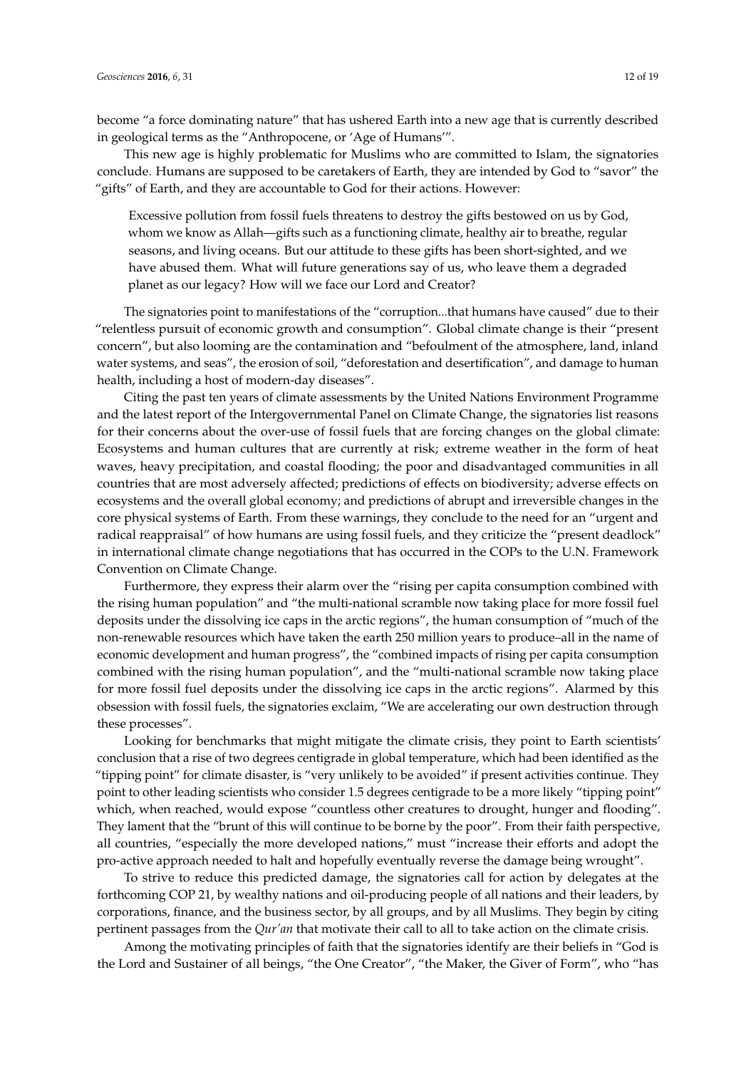become “a force dominating nature” that has ushered Earth into a new age that is currently described in geological terms as the “Anthropocene, or ‘Age of Humans’”.

This new age is highly problematic for Muslims who are committed to Islam, the signatories conclude. Humans are supposed to be caretakers of Earth, they are intended by God to “savor” the “gifts” of Earth, and they are accountable to God for their actions. However:

> Excessive pollution from fossil fuels threatens to destroy the gifts bestowed on us by God, whom we know as Allah—gifts such as a functioning climate, healthy air to breathe, regular seasons, and living oceans. But our attitude to these gifts has been short-sighted, and we have abused them. What will future generations say of us, who leave them a degraded planet as our legacy? How will we face our Lord and Creator?

The signatories point to manifestations of the “corruption...that humans have caused” due to their “relentless pursuit of economic growth and consumption”. Global climate change is their “present concern”, but also looming are the contamination and “befoulment of the atmosphere, land, inland water systems, and seas”, the erosion of soil, “deforestation and desertification”, and damage to human health, including a host of modern-day diseases”.

Citing the past ten years of climate assessments by the United Nations Environment Programme and the latest report of the Intergovernmental Panel on Climate Change, the signatories list reasons for their concerns about the over-use of fossil fuels that are forcing changes on the global climate: Ecosystems and human cultures that are currently at risk; extreme weather in the form of heat waves, heavy precipitation, and coastal flooding; the poor and disadvantaged communities in all countries that are most adversely affected; predictions of effects on biodiversity; adverse effects on ecosystems and the overall global economy; and predictions of abrupt and irreversible changes in the core physical systems of Earth. From these warnings, they conclude to the need for an “urgent and radical reappraisal” of how humans are using fossil fuels, and they criticize the “present deadlock” in international climate change negotiations that has occurred in the COPs to the U.N. Framework Convention on Climate Change.

Furthermore, they express their alarm over the “rising per capita consumption combined with the rising human population” and “the multi-national scramble now taking place for more fossil fuel deposits under the dissolving ice caps in the arctic regions”, the human consumption of “much of the non-renewable resources which have taken the earth 250 million years to produce–all in the name of economic development and human progress”, the “combined impacts of rising per capita consumption combined with the rising human population”, and the “multi-national scramble now taking place for more fossil fuel deposits under the dissolving ice caps in the arctic regions”. Alarmed by this obsession with fossil fuels, the signatories exclaim, “We are accelerating our own destruction through these processes”.

Looking for benchmarks that might mitigate the climate crisis, they point to Earth scientists' conclusion that a rise of two degrees centigrade in global temperature, which had been identified as the “tipping point” for climate disaster, is “very unlikely to be avoided” if present activities continue. They point to other leading scientists who consider 1.5 degrees centigrade to be a more likely “tipping point” which, when reached, would expose “countless other creatures to drought, hunger and flooding”. They lament that the “brunt of this will continue to be borne by the poor”. From their faith perspective, all countries, “especially the more developed nations,” must “increase their efforts and adopt the pro-active approach needed to halt and hopefully eventually reverse the damage being wrought”.

To strive to reduce this predicted damage, the signatories call for action by delegates at the forthcoming COP 21, by wealthy nations and oil-producing people of all nations and their leaders, by corporations, finance, and the business sector, by all groups, and by all Muslims. They begin by citing pertinent passages from the *Qur'an* that motivate their call to all to take action on the climate crisis.

Among the motivating principles of faith that the signatories identify are their beliefs in “God is the Lord and Sustainer of all beings, “the One Creator”, “the Maker, the Giver of Form”, who “has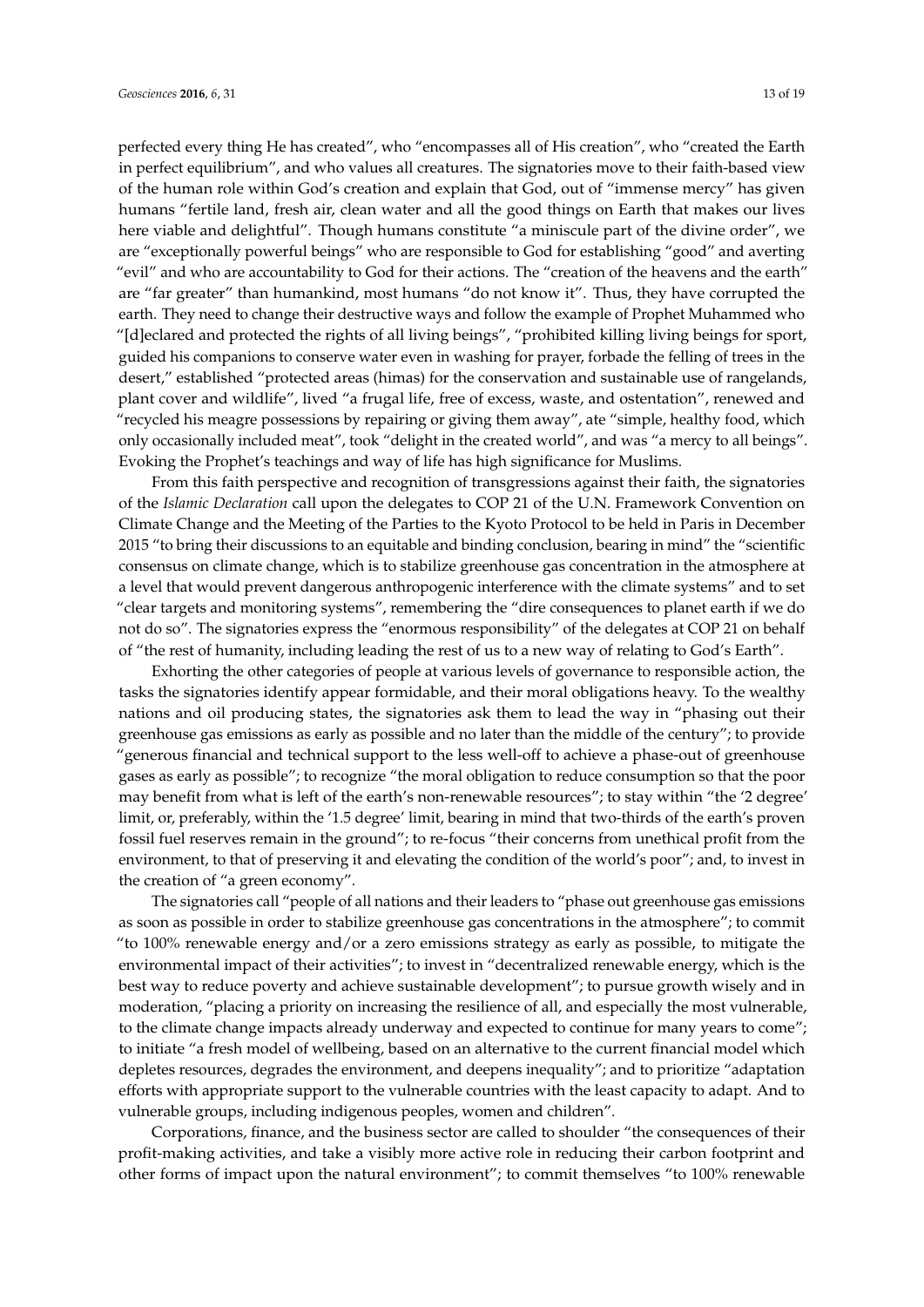perfected every thing He has created", who "encompasses all of His creation", who "created the Earth in perfect equilibrium", and who values all creatures. The signatories move to their faith-based view of the human role within God's creation and explain that God, out of "immense mercy" has given humans "fertile land, fresh air, clean water and all the good things on Earth that makes our lives here viable and delightful". Though humans constitute "a miniscule part of the divine order", we are "exceptionally powerful beings" who are responsible to God for establishing "good" and averting "evil" and who are accountability to God for their actions. The "creation of the heavens and the earth" are "far greater" than humankind, most humans "do not know it". Thus, they have corrupted the earth. They need to change their destructive ways and follow the example of Prophet Muhammed who "[d]eclared and protected the rights of all living beings", "prohibited killing living beings for sport, guided his companions to conserve water even in washing for prayer, forbade the felling of trees in the desert," established "protected areas (himas) for the conservation and sustainable use of rangelands, plant cover and wildlife", lived "a frugal life, free of excess, waste, and ostentation", renewed and "recycled his meagre possessions by repairing or giving them away", ate "simple, healthy food, which only occasionally included meat", took "delight in the created world", and was "a mercy to all beings". Evoking the Prophet's teachings and way of life has high significance for Muslims.

From this faith perspective and recognition of transgressions against their faith, the signatories of the *Islamic Declaration* call upon the delegates to COP 21 of the U.N. Framework Convention on Climate Change and the Meeting of the Parties to the Kyoto Protocol to be held in Paris in December 2015 "to bring their discussions to an equitable and binding conclusion, bearing in mind" the "scientific consensus on climate change, which is to stabilize greenhouse gas concentration in the atmosphere at a level that would prevent dangerous anthropogenic interference with the climate systems" and to set "clear targets and monitoring systems", remembering the "dire consequences to planet earth if we do not do so". The signatories express the "enormous responsibility" of the delegates at COP 21 on behalf of "the rest of humanity, including leading the rest of us to a new way of relating to God's Earth".

Exhorting the other categories of people at various levels of governance to responsible action, the tasks the signatories identify appear formidable, and their moral obligations heavy. To the wealthy nations and oil producing states, the signatories ask them to lead the way in "phasing out their greenhouse gas emissions as early as possible and no later than the middle of the century"; to provide "generous financial and technical support to the less well-off to achieve a phase-out of greenhouse gases as early as possible"; to recognize "the moral obligation to reduce consumption so that the poor may benefit from what is left of the earth's non-renewable resources"; to stay within "the '2 degree' limit, or, preferably, within the '1.5 degree' limit, bearing in mind that two-thirds of the earth's proven fossil fuel reserves remain in the ground"; to re-focus "their concerns from unethical profit from the environment, to that of preserving it and elevating the condition of the world's poor"; and, to invest in the creation of "a green economy".

The signatories call "people of all nations and their leaders to "phase out greenhouse gas emissions as soon as possible in order to stabilize greenhouse gas concentrations in the atmosphere"; to commit "to 100% renewable energy and/or a zero emissions strategy as early as possible, to mitigate the environmental impact of their activities"; to invest in "decentralized renewable energy, which is the best way to reduce poverty and achieve sustainable development"; to pursue growth wisely and in moderation, "placing a priority on increasing the resilience of all, and especially the most vulnerable, to the climate change impacts already underway and expected to continue for many years to come"; to initiate "a fresh model of wellbeing, based on an alternative to the current financial model which depletes resources, degrades the environment, and deepens inequality"; and to prioritize "adaptation efforts with appropriate support to the vulnerable countries with the least capacity to adapt. And to vulnerable groups, including indigenous peoples, women and children".

Corporations, finance, and the business sector are called to shoulder "the consequences of their profit-making activities, and take a visibly more active role in reducing their carbon footprint and other forms of impact upon the natural environment"; to commit themselves "to 100% renewable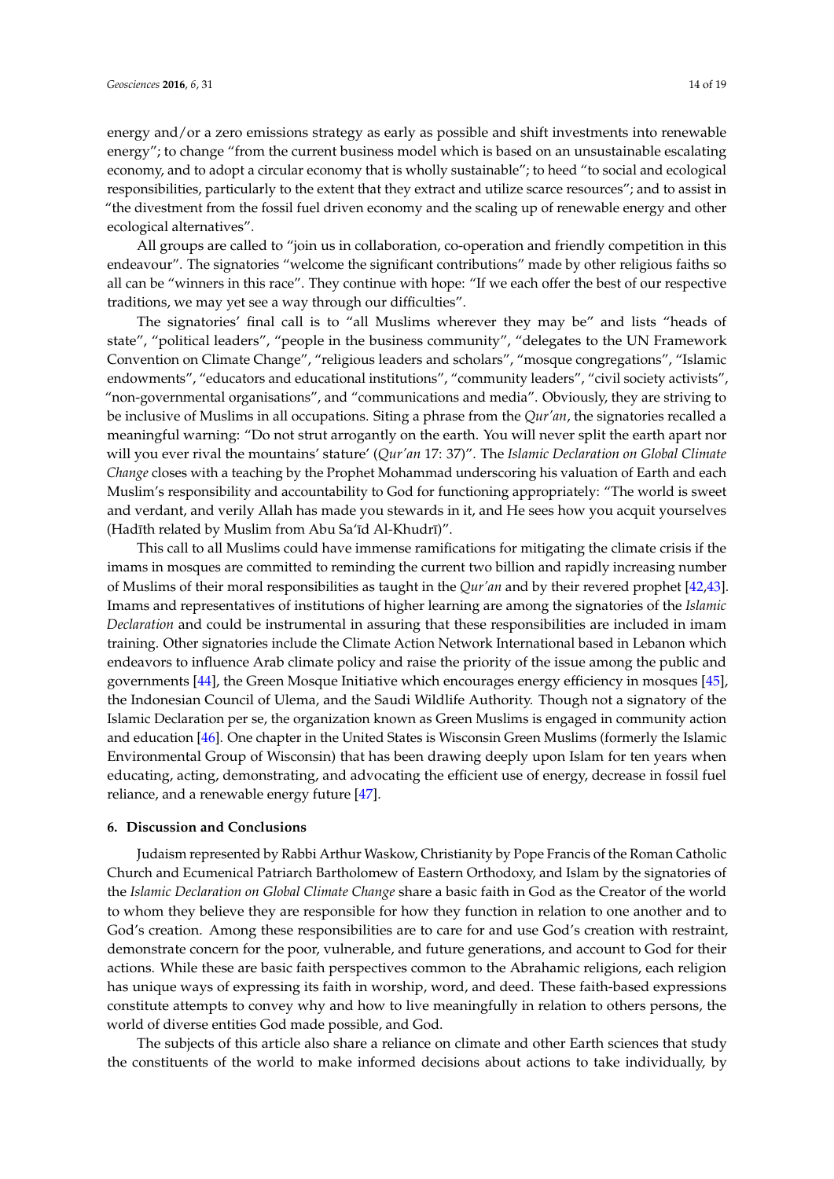energy and/or a zero emissions strategy as early as possible and shift investments into renewable energy"; to change "from the current business model which is based on an unsustainable escalating economy, and to adopt a circular economy that is wholly sustainable"; to heed "to social and ecological responsibilities, particularly to the extent that they extract and utilize scarce resources"; and to assist in "the divestment from the fossil fuel driven economy and the scaling up of renewable energy and other ecological alternatives".

All groups are called to "join us in collaboration, co-operation and friendly competition in this endeavour". The signatories "welcome the significant contributions" made by other religious faiths so all can be "winners in this race". They continue with hope: "If we each offer the best of our respective traditions, we may yet see a way through our difficulties".

The signatories' final call is to "all Muslims wherever they may be" and lists "heads of state", "political leaders", "people in the business community", "delegates to the UN Framework Convention on Climate Change", "religious leaders and scholars", "mosque congregations", "Islamic endowments", "educators and educational institutions", "community leaders", "civil society activists", "non-governmental organisations", and "communications and media". Obviously, they are striving to be inclusive of Muslims in all occupations. Siting a phrase from the *Qur'an*, the signatories recalled a meaningful warning: "Do not strut arrogantly on the earth. You will never split the earth apart nor will you ever rival the mountains' stature' (*Qur'an* 17: 37)". The *Islamic Declaration on Global Climate Change* closes with a teaching by the Prophet Mohammad underscoring his valuation of Earth and each Muslim's responsibility and accountability to God for functioning appropriately: "The world is sweet and verdant, and verily Allah has made you stewards in it, and He sees how you acquit yourselves (Hadīth related by Muslim from Abu Sa'īd Al-Khudrī)".

This call to all Muslims could have immense ramifications for mitigating the climate crisis if the imams in mosques are committed to reminding the current two billion and rapidly increasing number of Muslims of their moral responsibilities as taught in the *Qur'an* and by their revered prophet [42,43]. Imams and representatives of institutions of higher learning are among the signatories of the *Islamic Declaration* and could be instrumental in assuring that these responsibilities are included in imam training. Other signatories include the Climate Action Network International based in Lebanon which endeavors to influence Arab climate policy and raise the priority of the issue among the public and governments [44], the Green Mosque Initiative which encourages energy efficiency in mosques [45], the Indonesian Council of Ulema, and the Saudi Wildlife Authority. Though not a signatory of the Islamic Declaration per se, the organization known as Green Muslims is engaged in community action and education [46]. One chapter in the United States is Wisconsin Green Muslims (formerly the Islamic Environmental Group of Wisconsin) that has been drawing deeply upon Islam for ten years when educating, acting, demonstrating, and advocating the efficient use of energy, decrease in fossil fuel reliance, and a renewable energy future [47].

## 6. Discussion and Conclusions

Judaism represented by Rabbi Arthur Waskow, Christianity by Pope Francis of the Roman Catholic Church and Ecumenical Patriarch Bartholomew of Eastern Orthodoxy, and Islam by the signatories of the *Islamic Declaration on Global Climate Change* share a basic faith in God as the Creator of the world to whom they believe they are responsible for how they function in relation to one another and to God's creation. Among these responsibilities are to care for and use God's creation with restraint, demonstrate concern for the poor, vulnerable, and future generations, and account to God for their actions. While these are basic faith perspectives common to the Abrahamic religions, each religion has unique ways of expressing its faith in worship, word, and deed. These faith-based expressions constitute attempts to convey why and how to live meaningfully in relation to others persons, the world of diverse entities God made possible, and God.

The subjects of this article also share a reliance on climate and other Earth sciences that study the constituents of the world to make informed decisions about actions to take individually, by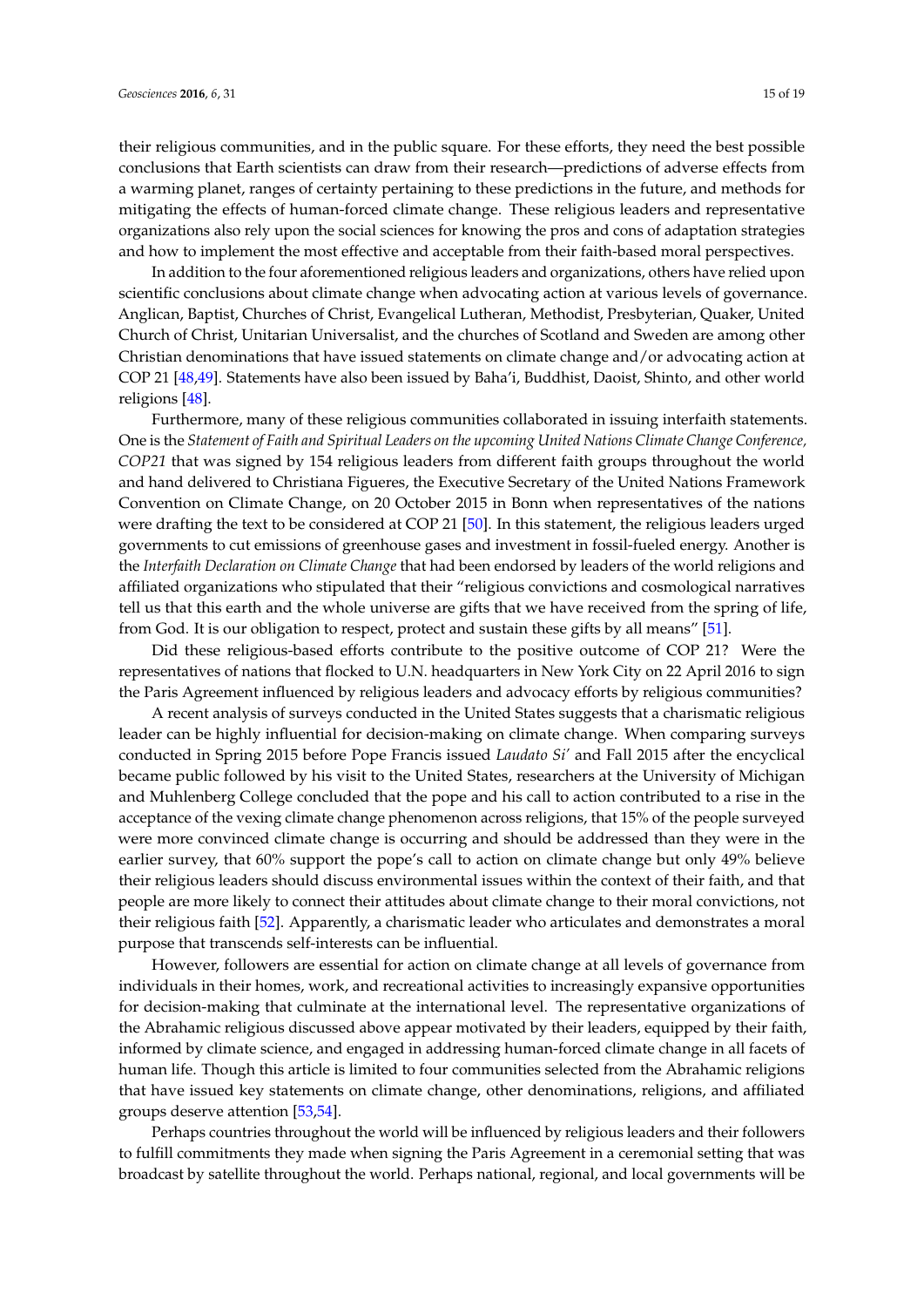their religious communities, and in the public square. For these efforts, they need the best possible conclusions that Earth scientists can draw from their research—predictions of adverse effects from a warming planet, ranges of certainty pertaining to these predictions in the future, and methods for mitigating the effects of human-forced climate change. These religious leaders and representative organizations also rely upon the social sciences for knowing the pros and cons of adaptation strategies and how to implement the most effective and acceptable from their faith-based moral perspectives.

In addition to the four aforementioned religious leaders and organizations, others have relied upon scientific conclusions about climate change when advocating action at various levels of governance. Anglican, Baptist, Churches of Christ, Evangelical Lutheran, Methodist, Presbyterian, Quaker, United Church of Christ, Unitarian Universalist, and the churches of Scotland and Sweden are among other Christian denominations that have issued statements on climate change and/or advocating action at COP 21 [48,49]. Statements have also been issued by Baha'i, Buddhist, Daoist, Shinto, and other world religions [48].

Furthermore, many of these religious communities collaborated in issuing interfaith statements. One is the *Statement of Faith and Spiritual Leaders on the upcoming United Nations Climate Change Conference, COP21* that was signed by 154 religious leaders from different faith groups throughout the world and hand delivered to Christiana Figueres, the Executive Secretary of the United Nations Framework Convention on Climate Change, on 20 October 2015 in Bonn when representatives of the nations were drafting the text to be considered at COP 21 [50]. In this statement, the religious leaders urged governments to cut emissions of greenhouse gases and investment in fossil-fueled energy. Another is the *Interfaith Declaration on Climate Change* that had been endorsed by leaders of the world religions and affiliated organizations who stipulated that their "religious convictions and cosmological narratives tell us that this earth and the whole universe are gifts that we have received from the spring of life, from God. It is our obligation to respect, protect and sustain these gifts by all means" [51].

Did these religious-based efforts contribute to the positive outcome of COP 21? Were the representatives of nations that flocked to U.N. headquarters in New York City on 22 April 2016 to sign the Paris Agreement influenced by religious leaders and advocacy efforts by religious communities?

A recent analysis of surveys conducted in the United States suggests that a charismatic religious leader can be highly influential for decision-making on climate change. When comparing surveys conducted in Spring 2015 before Pope Francis issued *Laudato Si'* and Fall 2015 after the encyclical became public followed by his visit to the United States, researchers at the University of Michigan and Muhlenberg College concluded that the pope and his call to action contributed to a rise in the acceptance of the vexing climate change phenomenon across religions, that 15% of the people surveyed were more convinced climate change is occurring and should be addressed than they were in the earlier survey, that 60% support the pope's call to action on climate change but only 49% believe their religious leaders should discuss environmental issues within the context of their faith, and that people are more likely to connect their attitudes about climate change to their moral convictions, not their religious faith [52]. Apparently, a charismatic leader who articulates and demonstrates a moral purpose that transcends self-interests can be influential.

However, followers are essential for action on climate change at all levels of governance from individuals in their homes, work, and recreational activities to increasingly expansive opportunities for decision-making that culminate at the international level. The representative organizations of the Abrahamic religious discussed above appear motivated by their leaders, equipped by their faith, informed by climate science, and engaged in addressing human-forced climate change in all facets of human life. Though this article is limited to four communities selected from the Abrahamic religions that have issued key statements on climate change, other denominations, religions, and affiliated groups deserve attention [53,54].

Perhaps countries throughout the world will be influenced by religious leaders and their followers to fulfill commitments they made when signing the Paris Agreement in a ceremonial setting that was broadcast by satellite throughout the world. Perhaps national, regional, and local governments will be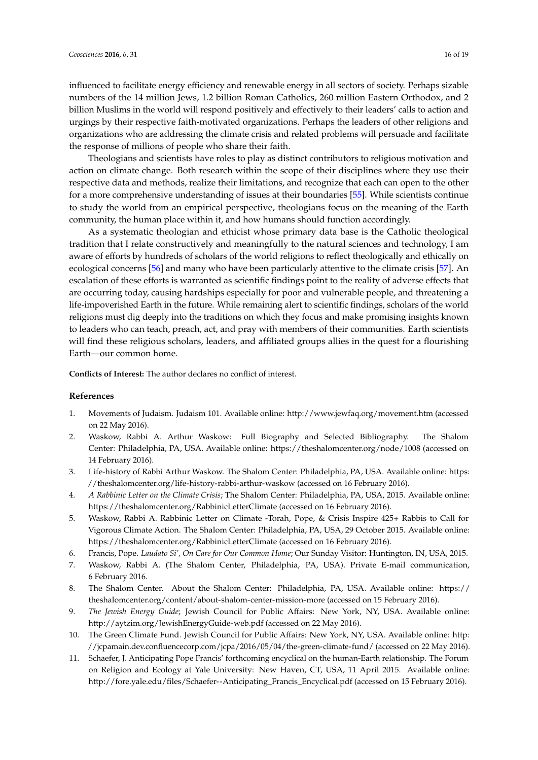influenced to facilitate energy efficiency and renewable energy in all sectors of society. Perhaps sizable numbers of the 14 million Jews, 1.2 billion Roman Catholics, 260 million Eastern Orthodox, and 2 billion Muslims in the world will respond positively and effectively to their leaders' calls to action and urgings by their respective faith-motivated organizations. Perhaps the leaders of other religions and organizations who are addressing the climate crisis and related problems will persuade and facilitate the response of millions of people who share their faith.

Theologians and scientists have roles to play as distinct contributors to religious motivation and action on climate change. Both research within the scope of their disciplines where they use their respective data and methods, realize their limitations, and recognize that each can open to the other for a more comprehensive understanding of issues at their boundaries [55]. While scientists continue to study the world from an empirical perspective, theologians focus on the meaning of the Earth community, the human place within it, and how humans should function accordingly.

As a systematic theologian and ethicist whose primary data base is the Catholic theological tradition that I relate constructively and meaningfully to the natural sciences and technology, I am aware of efforts by hundreds of scholars of the world religions to reflect theologically and ethically on ecological concerns [56] and many who have been particularly attentive to the climate crisis [57]. An escalation of these efforts is warranted as scientific findings point to the reality of adverse effects that are occurring today, causing hardships especially for poor and vulnerable people, and threatening a life-impoverished Earth in the future. While remaining alert to scientific findings, scholars of the world religions must dig deeply into the traditions on which they focus and make promising insights known to leaders who can teach, preach, act, and pray with members of their communities. Earth scientists will find these religious scholars, leaders, and affiliated groups allies in the quest for a flourishing Earth—our common home.

**Conflicts of Interest:** The author declares no conflict of interest.

## References

1. Movements of Judaism. Judaism 101. Available online: http://www.jewfaq.org/movement.htm (accessed on 22 May 2016).
2. Waskow, Rabbi A. Arthur Waskow: Full Biography and Selected Bibliography. The Shalom Center: Philadelphia, PA, USA. Available online: https://theshalomcenter.org/node/1008 (accessed on 14 February 2016).
3. Life-history of Rabbi Arthur Waskow. The Shalom Center: Philadelphia, PA, USA. Available online: https://theshalomcenter.org/life-history-rabbi-arthur-waskow (accessed on 16 February 2016).
4. *A Rabbinic Letter on the Climate Crisis*; The Shalom Center: Philadelphia, PA, USA, 2015. Available online: https://theshalomcenter.org/RabbinicLetterClimate (accessed on 16 February 2016).
5. Waskow, Rabbi A. Rabbinic Letter on Climate -Torah, Pope, & Crisis Inspire 425+ Rabbis to Call for Vigorous Climate Action. The Shalom Center: Philadelphia, PA, USA, 29 October 2015. Available online: https://theshalomcenter.org/RabbinicLetterClimate (accessed on 16 February 2016).
6. Francis, Pope. *Laudato Si', On Care for Our Common Home*; Our Sunday Visitor: Huntington, IN, USA, 2015.
7. Waskow, Rabbi A. (The Shalom Center, Philadelphia, PA, USA). Private E-mail communication, 6 February 2016.
8. The Shalom Center. About the Shalom Center: Philadelphia, PA, USA. Available online: https://theshalomcenter.org/content/about-shalom-center-mission-more (accessed on 15 February 2016).
9. *The Jewish Energy Guide*; Jewish Council for Public Affairs: New York, NY, USA. Available online: http://aytzim.org/JewishEnergyGuide-web.pdf (accessed on 22 May 2016).
10. The Green Climate Fund. Jewish Council for Public Affairs: New York, NY, USA. Available online: http://jcpamain.dev.confluencecorp.com/jcpa/2016/05/04/the-green-climate-fund/ (accessed on 22 May 2016).
11. Schaefer, J. Anticipating Pope Francis' forthcoming encyclical on the human-Earth relationship. The Forum on Religion and Ecology at Yale University: New Haven, CT, USA, 11 April 2015. Available online: http://fore.yale.edu/files/Schaefer--Anticipating_Francis_Encyclical.pdf (accessed on 15 February 2016).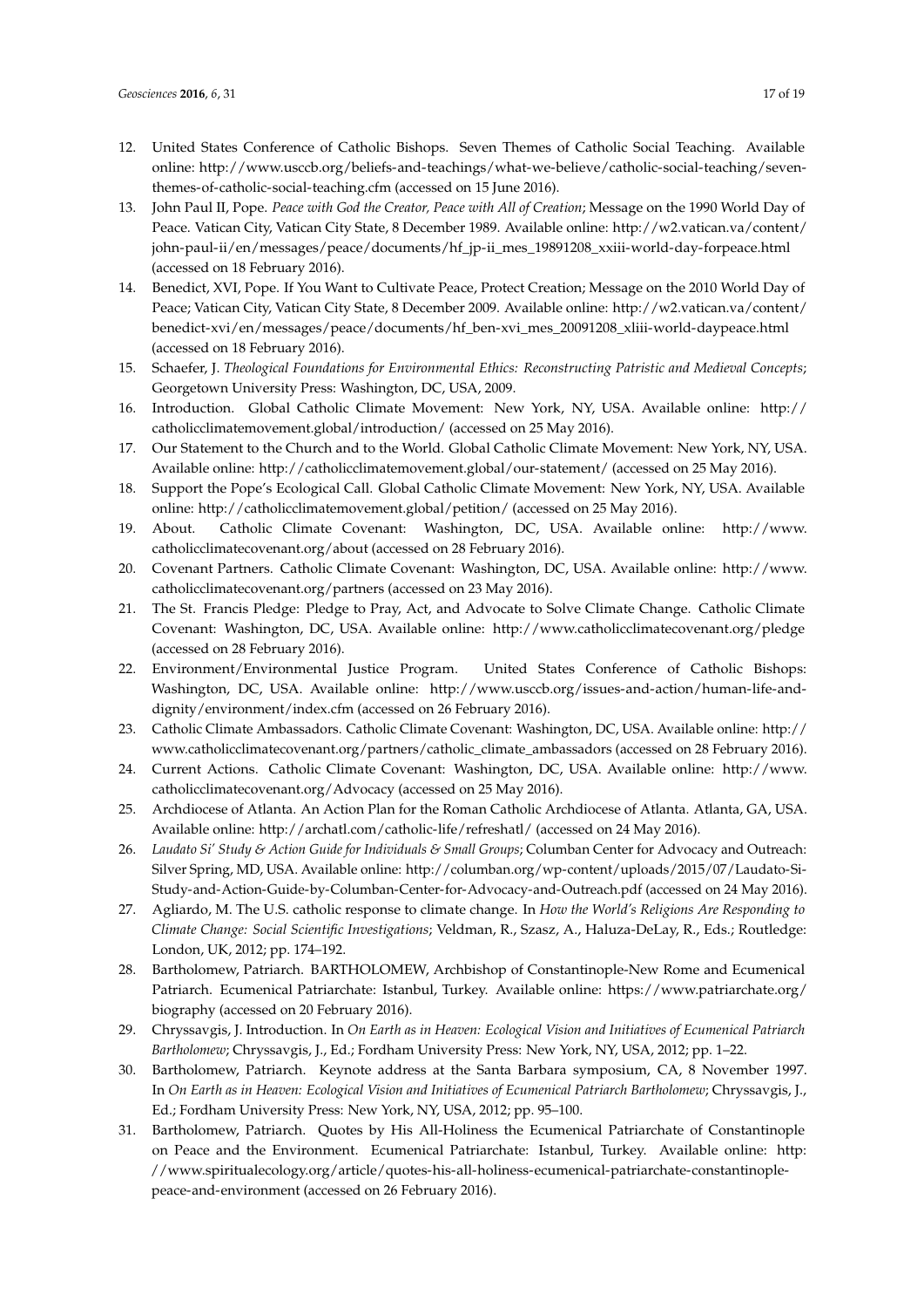12. United States Conference of Catholic Bishops. Seven Themes of Catholic Social Teaching. Available online: http://www.usccb.org/beliefs-and-teachings/what-we-believe/catholic-social-teaching/seven-themes-of-catholic-social-teaching.cfm (accessed on 15 June 2016).
13. John Paul II, Pope. *Peace with God the Creator, Peace with All of Creation*; Message on the 1990 World Day of Peace. Vatican City, Vatican City State, 8 December 1989. Available online: http://w2.vatican.va/content/john-paul-ii/en/messages/peace/documents/hf_jp-ii_mes_19891208_xxiii-world-day-forpeace.html (accessed on 18 February 2016).
14. Benedict, XVI, Pope. If You Want to Cultivate Peace, Protect Creation; Message on the 2010 World Day of Peace; Vatican City, Vatican City State, 8 December 2009. Available online: http://w2.vatican.va/content/benedict-xvi/en/messages/peace/documents/hf_ben-xvi_mes_20091208_xliii-world-daypeace.html (accessed on 18 February 2016).
15. Schaefer, J. *Theological Foundations for Environmental Ethics: Reconstructing Patristic and Medieval Concepts*; Georgetown University Press: Washington, DC, USA, 2009.
16. Introduction. Global Catholic Climate Movement: New York, NY, USA. Available online: http://catholicclimatemovement.global/introduction/ (accessed on 25 May 2016).
17. Our Statement to the Church and to the World. Global Catholic Climate Movement: New York, NY, USA. Available online: http://catholicclimatemovement.global/our-statement/ (accessed on 25 May 2016).
18. Support the Pope's Ecological Call. Global Catholic Climate Movement: New York, NY, USA. Available online: http://catholicclimatemovement.global/petition/ (accessed on 25 May 2016).
19. About. Catholic Climate Covenant: Washington, DC, USA. Available online: http://www.catholicclimatecovenant.org/about (accessed on 28 February 2016).
20. Covenant Partners. Catholic Climate Covenant: Washington, DC, USA. Available online: http://www.catholicclimatecovenant.org/partners (accessed on 23 May 2016).
21. The St. Francis Pledge: Pledge to Pray, Act, and Advocate to Solve Climate Change. Catholic Climate Covenant: Washington, DC, USA. Available online: http://www.catholicclimatecovenant.org/pledge (accessed on 28 February 2016).
22. Environment/Environmental Justice Program. United States Conference of Catholic Bishops: Washington, DC, USA. Available online: http://www.usccb.org/issues-and-action/human-life-and-dignity/environment/index.cfm (accessed on 26 February 2016).
23. Catholic Climate Ambassadors. Catholic Climate Covenant: Washington, DC, USA. Available online: http://www.catholicclimatecovenant.org/partners/catholic_climate_ambassadors (accessed on 28 February 2016).
24. Current Actions. Catholic Climate Covenant: Washington, DC, USA. Available online: http://www.catholicclimatecovenant.org/Advocacy (accessed on 25 May 2016).
25. Archdiocese of Atlanta. An Action Plan for the Roman Catholic Archdiocese of Atlanta. Atlanta, GA, USA. Available online: http://archatl.com/catholic-life/refreshatl/ (accessed on 24 May 2016).
26. *Laudato Si' Study & Action Guide for Individuals & Small Groups*; Columban Center for Advocacy and Outreach: Silver Spring, MD, USA. Available online: http://columban.org/wp-content/uploads/2015/07/Laudato-Si-Study-and-Action-Guide-by-Columban-Center-for-Advocacy-and-Outreach.pdf (accessed on 24 May 2016).
27. Agliardo, M. The U.S. catholic response to climate change. In *How the World's Religions Are Responding to Climate Change: Social Scientific Investigations*; Veldman, R., Szasz, A., Haluza-DeLay, R., Eds.; Routledge: London, UK, 2012; pp. 174–192.
28. Bartholomew, Patriarch. BARTHOLOMEW, Archbishop of Constantinople-New Rome and Ecumenical Patriarch. Ecumenical Patriarchate: Istanbul, Turkey. Available online: https://www.patriarchate.org/biography (accessed on 20 February 2016).
29. Chryssavgis, J. Introduction. In *On Earth as in Heaven: Ecological Vision and Initiatives of Ecumenical Patriarch Bartholomew*; Chryssavgis, J., Ed.; Fordham University Press: New York, NY, USA, 2012; pp. 1–22.
30. Bartholomew, Patriarch. Keynote address at the Santa Barbara symposium, CA, 8 November 1997. In *On Earth as in Heaven: Ecological Vision and Initiatives of Ecumenical Patriarch Bartholomew*; Chryssavgis, J., Ed.; Fordham University Press: New York, NY, USA, 2012; pp. 95–100.
31. Bartholomew, Patriarch. Quotes by His All-Holiness the Ecumenical Patriarchate of Constantinople on Peace and the Environment. Ecumenical Patriarchate: Istanbul, Turkey. Available online: http://www.spiritualecology.org/article/quotes-his-all-holiness-ecumenical-patriarchate-constantinople-peace-and-environment (accessed on 26 February 2016).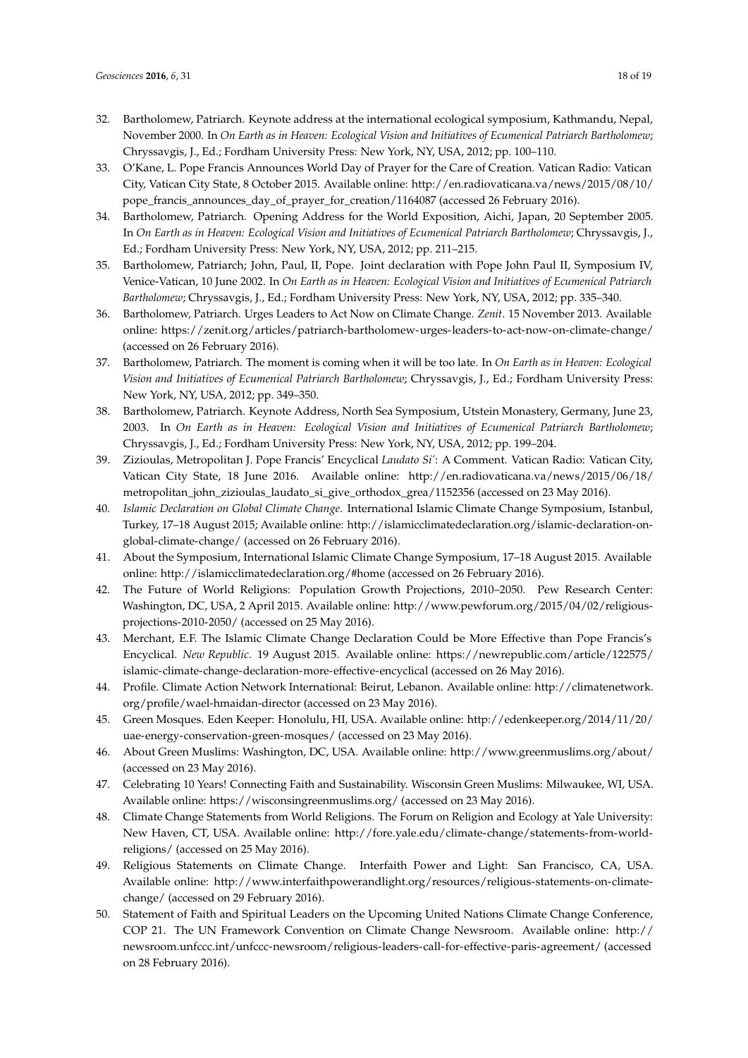32. Bartholomew, Patriarch. Keynote address at the international ecological symposium, Kathmandu, Nepal, November 2000. In *On Earth as in Heaven: Ecological Vision and Initiatives of Ecumenical Patriarch Bartholomew*; Chryssavgis, J., Ed.; Fordham University Press: New York, NY, USA, 2012; pp. 100–110.
33. O'Kane, L. Pope Francis Announces World Day of Prayer for the Care of Creation. Vatican Radio: Vatican City, Vatican City State, 8 October 2015. Available online: http://en.radiovaticana.va/news/2015/08/10/pope_francis_announces_day_of_prayer_for_creation/1164087 (accessed 26 February 2016).
34. Bartholomew, Patriarch. Opening Address for the World Exposition, Aichi, Japan, 20 September 2005. In *On Earth as in Heaven: Ecological Vision and Initiatives of Ecumenical Patriarch Bartholomew*; Chryssavgis, J., Ed.; Fordham University Press: New York, NY, USA, 2012; pp. 211–215.
35. Bartholomew, Patriarch; John, Paul, II, Pope. Joint declaration with Pope John Paul II, Symposium IV, Venice-Vatican, 10 June 2002. In *On Earth as in Heaven: Ecological Vision and Initiatives of Ecumenical Patriarch Bartholomew*; Chryssavgis, J., Ed.; Fordham University Press: New York, NY, USA, 2012; pp. 335–340.
36. Bartholomew, Patriarch. Urges Leaders to Act Now on Climate Change. *Zenit*. 15 November 2013. Available online: https://zenit.org/articles/patriarch-bartholomew-urges-leaders-to-act-now-on-climate-change/ (accessed on 26 February 2016).
37. Bartholomew, Patriarch. The moment is coming when it will be too late. In *On Earth as in Heaven: Ecological Vision and Initiatives of Ecumenical Patriarch Bartholomew*; Chryssavgis, J., Ed.; Fordham University Press: New York, NY, USA, 2012; pp. 349–350.
38. Bartholomew, Patriarch. Keynote Address, North Sea Symposium, Utstein Monastery, Germany, June 23, 2003. In *On Earth as in Heaven: Ecological Vision and Initiatives of Ecumenical Patriarch Bartholomew*; Chryssavgis, J., Ed.; Fordham University Press: New York, NY, USA, 2012; pp. 199–204.
39. Zizioulas, Metropolitan J. Pope Francis' Encyclical *Laudato Si'*: A Comment. Vatican Radio: Vatican City, Vatican City State, 18 June 2016. Available online: http://en.radiovaticana.va/news/2015/06/18/metropolitan_john_zizioulas_laudato_si_give_orthodox_grea/1152356 (accessed on 23 May 2016).
40. *Islamic Declaration on Global Climate Change*. International Islamic Climate Change Symposium, Istanbul, Turkey, 17–18 August 2015; Available online: http://islamicclimatedeclaration.org/islamic-declaration-on-global-climate-change/ (accessed on 26 February 2016).
41. About the Symposium, International Islamic Climate Change Symposium, 17–18 August 2015. Available online: http://islamicclimatedeclaration.org/#home (accessed on 26 February 2016).
42. The Future of World Religions: Population Growth Projections, 2010–2050. Pew Research Center: Washington, DC, USA, 2 April 2015. Available online: http://www.pewforum.org/2015/04/02/religious-projections-2010-2050/ (accessed on 25 May 2016).
43. Merchant, E.F. The Islamic Climate Change Declaration Could be More Effective than Pope Francis's Encyclical. *New Republic*. 19 August 2015. Available online: https://newrepublic.com/article/122575/islamic-climate-change-declaration-more-effective-encyclical (accessed on 26 May 2016).
44. Profile. Climate Action Network International: Beirut, Lebanon. Available online: http://climatenetwork.org/profile/wael-hmaidan-director (accessed on 23 May 2016).
45. Green Mosques. Eden Keeper: Honolulu, HI, USA. Available online: http://edenkeeper.org/2014/11/20/uae-energy-conservation-green-mosques/ (accessed on 23 May 2016).
46. About Green Muslims: Washington, DC, USA. Available online: http://www.greenmuslims.org/about/ (accessed on 23 May 2016).
47. Celebrating 10 Years! Connecting Faith and Sustainability. Wisconsin Green Muslims: Milwaukee, WI, USA. Available online: https://wisconsingreenmuslims.org/ (accessed on 23 May 2016).
48. Climate Change Statements from World Religions. The Forum on Religion and Ecology at Yale University: New Haven, CT, USA. Available online: http://fore.yale.edu/climate-change/statements-from-world-religions/ (accessed on 25 May 2016).
49. Religious Statements on Climate Change. Interfaith Power and Light: San Francisco, CA, USA. Available online: http://www.interfaithpowerandlight.org/resources/religious-statements-on-climate-change/ (accessed on 29 February 2016).
50. Statement of Faith and Spiritual Leaders on the Upcoming United Nations Climate Change Conference, COP 21. The UN Framework Convention on Climate Change Newsroom. Available online: http://newsroom.unfccc.int/unfccc-newsroom/religious-leaders-call-for-effective-paris-agreement/ (accessed on 28 February 2016).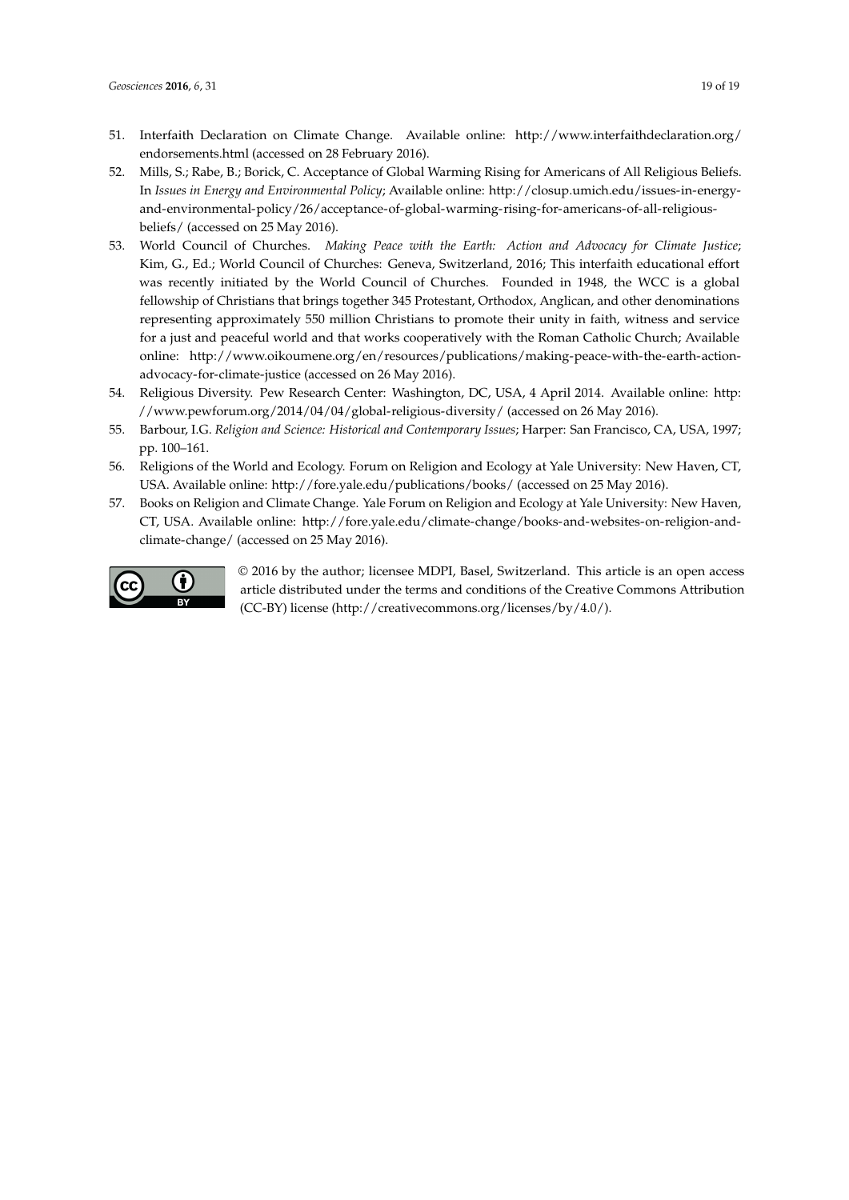51. Interfaith Declaration on Climate Change. Available online: http://www.interfaithdeclaration.org/endorsements.html (accessed on 28 February 2016).
52. Mills, S.; Rabe, B.; Borick, C. Acceptance of Global Warming Rising for Americans of All Religious Beliefs. In *Issues in Energy and Environmental Policy*; Available online: http://closup.umich.edu/issues-in-energy-and-environmental-policy/26/acceptance-of-global-warming-rising-for-americans-of-all-religious-beliefs/ (accessed on 25 May 2016).
53. World Council of Churches. *Making Peace with the Earth: Action and Advocacy for Climate Justice*; Kim, G., Ed.; World Council of Churches: Geneva, Switzerland, 2016; This interfaith educational effort was recently initiated by the World Council of Churches. Founded in 1948, the WCC is a global fellowship of Christians that brings together 345 Protestant, Orthodox, Anglican, and other denominations representing approximately 550 million Christians to promote their unity in faith, witness and service for a just and peaceful world and that works cooperatively with the Roman Catholic Church; Available online: http://www.oikoumene.org/en/resources/publications/making-peace-with-the-earth-action-advocacy-for-climate-justice (accessed on 26 May 2016).
54. Religious Diversity. Pew Research Center: Washington, DC, USA, 4 April 2014. Available online: http://www.pewforum.org/2014/04/04/global-religious-diversity/ (accessed on 26 May 2016).
55. Barbour, I.G. *Religion and Science: Historical and Contemporary Issues*; Harper: San Francisco, CA, USA, 1997; pp. 100–161.
56. Religions of the World and Ecology. Forum on Religion and Ecology at Yale University: New Haven, CT, USA. Available online: http://fore.yale.edu/publications/books/ (accessed on 25 May 2016).
57. Books on Religion and Climate Change. Yale Forum on Religion and Ecology at Yale University: New Haven, CT, USA. Available online: http://fore.yale.edu/climate-change/books-and-websites-on-religion-and-climate-change/ (accessed on 25 May 2016).

© 2016 by the author; licensee MDPI, Basel, Switzerland. This article is an open access article distributed under the terms and conditions of the Creative Commons Attribution (CC-BY) license (http://creativecommons.org/licenses/by/4.0/).